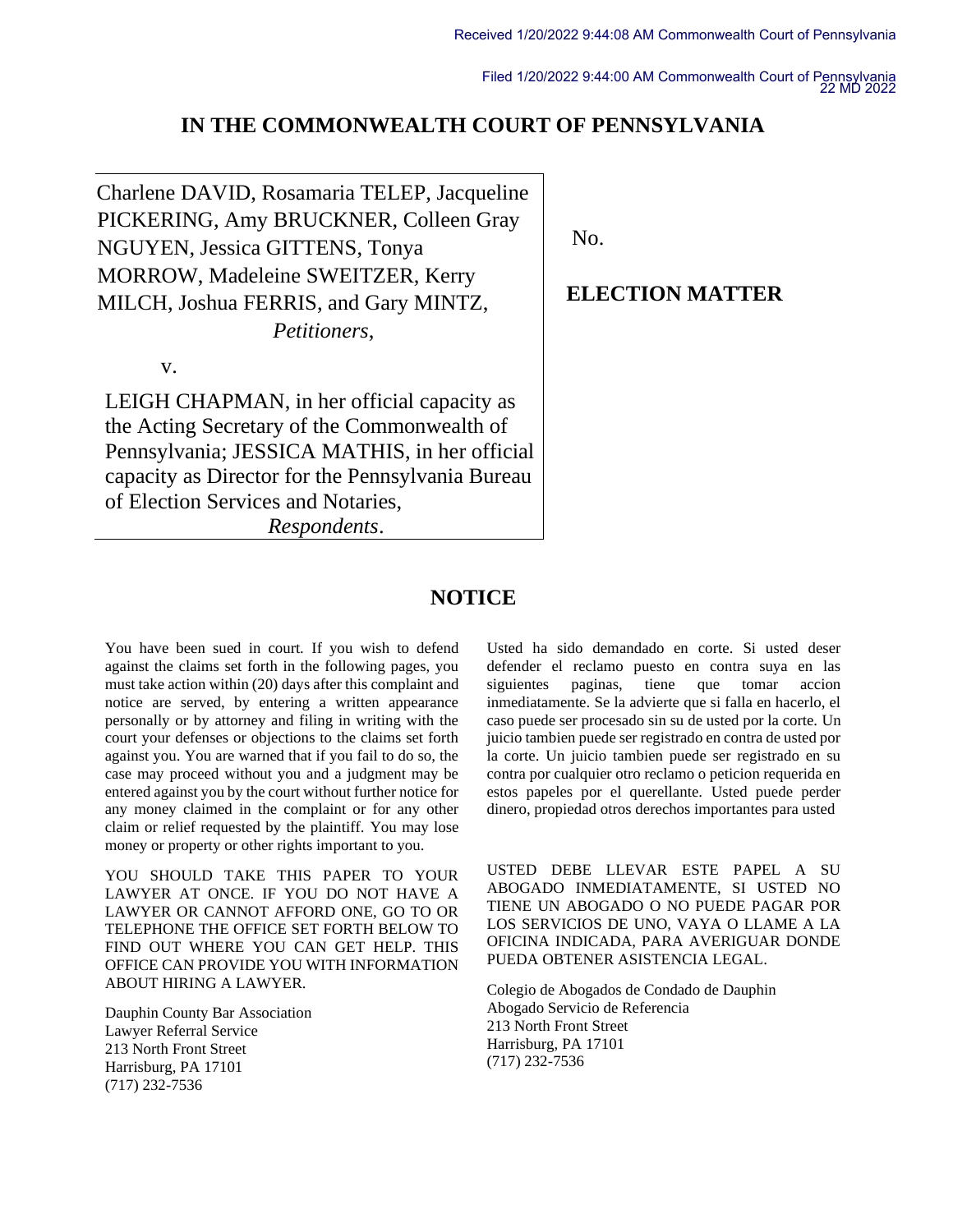Received 1/20/2022 9:44:08 AM Commonwealth Court of Pennsylvania

Filed 1/20/2022 9:44:00 AM Commonwealth Court of Pennsylvania
22 MD 2022

# IN THE COMMONWEALTH COURT OF PENNSYLVANIA

Charlene DAVID, Rosamaria TELEP, Jacqueline PICKERING, Amy BRUCKNER, Colleen Gray NGUYEN, Jessica GITTENS, Tonya MORROW, Madeleine SWEITZER, Kerry MILCH, Joshua FERRIS, and Gary MINTZ,
*Petitioners*,

v.

LEIGH CHAPMAN, in her official capacity as the Acting Secretary of the Commonwealth of Pennsylvania; JESSICA MATHIS, in her official capacity as Director for the Pennsylvania Bureau of Election Services and Notaries,
*Respondents*.

No.

**ELECTION MATTER**

## NOTICE

You have been sued in court. If you wish to defend against the claims set forth in the following pages, you must take action within (20) days after this complaint and notice are served, by entering a written appearance personally or by attorney and filing in writing with the court your defenses or objections to the claims set forth against you. You are warned that if you fail to do so, the case may proceed without you and a judgment may be entered against you by the court without further notice for any money claimed in the complaint or for any other claim or relief requested by the plaintiff. You may lose money or property or other rights important to you.

YOU SHOULD TAKE THIS PAPER TO YOUR LAWYER AT ONCE. IF YOU DO NOT HAVE A LAWYER OR CANNOT AFFORD ONE, GO TO OR TELEPHONE THE OFFICE SET FORTH BELOW TO FIND OUT WHERE YOU CAN GET HELP. THIS OFFICE CAN PROVIDE YOU WITH INFORMATION ABOUT HIRING A LAWYER.

Dauphin County Bar Association
Lawyer Referral Service
213 North Front Street
Harrisburg, PA 17101
(717) 232-7536

Usted ha sido demandado en corte. Si usted deser defender el reclamo puesto en contra suya en las siguientes paginas, tiene que tomar accion inmediatamente. Se la advierte que si falla en hacerlo, el caso puede ser procesado sin su de usted por la corte. Un juicio tambien puede ser registrado en contra de usted por la corte. Un juicio tambien puede ser registrado en su contra por cualquier otro reclamo o peticion requerida en estos papeles por el querellante. Usted puede perder dinero, propiedad otros derechos importantes para usted

USTED DEBE LLEVAR ESTE PAPEL A SU ABOGADO INMEDIATAMENTE, SI USTED NO TIENE UN ABOGADO O NO PUEDE PAGAR POR LOS SERVICIOS DE UNO, VAYA O LLAME A LA OFICINA INDICADA, PARA AVERIGUAR DONDE PUEDA OBTENER ASISTENCIA LEGAL.

Colegio de Abogados de Condado de Dauphin
Abogado Servicio de Referencia
213 North Front Street
Harrisburg, PA 17101
(717) 232-7536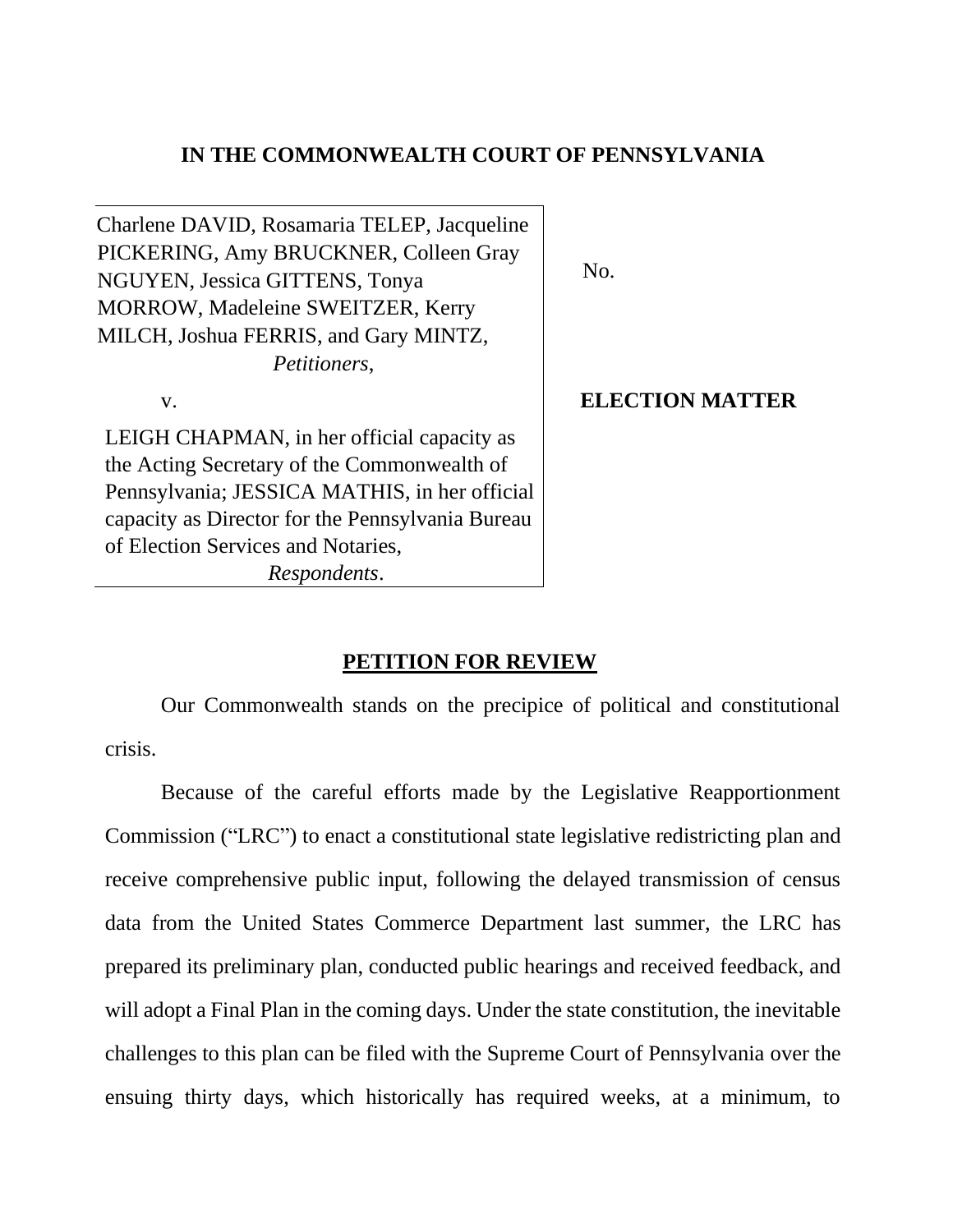**IN THE COMMONWEALTH COURT OF PENNSYLVANIA**

| | |
|---|---|
| Charlene DAVID, Rosamaria TELEP, Jacqueline PICKERING, Amy BRUCKNER, Colleen Gray NGUYEN, Jessica GITTENS, Tonya MORROW, Madeleine SWEITZER, Kerry MILCH, Joshua FERRIS, and Gary MINTZ, *Petitioners*, | No. |
| v. | **ELECTION MATTER** |
| LEIGH CHAPMAN, in her official capacity as the Acting Secretary of the Commonwealth of Pennsylvania; JESSICA MATHIS, in her official capacity as Director for the Pennsylvania Bureau of Election Services and Notaries, *Respondents*. | |

## PETITION FOR REVIEW

Our Commonwealth stands on the precipice of political and constitutional crisis.

Because of the careful efforts made by the Legislative Reapportionment Commission ("LRC") to enact a constitutional state legislative redistricting plan and receive comprehensive public input, following the delayed transmission of census data from the United States Commerce Department last summer, the LRC has prepared its preliminary plan, conducted public hearings and received feedback, and will adopt a Final Plan in the coming days. Under the state constitution, the inevitable challenges to this plan can be filed with the Supreme Court of Pennsylvania over the ensuing thirty days, which historically has required weeks, at a minimum, to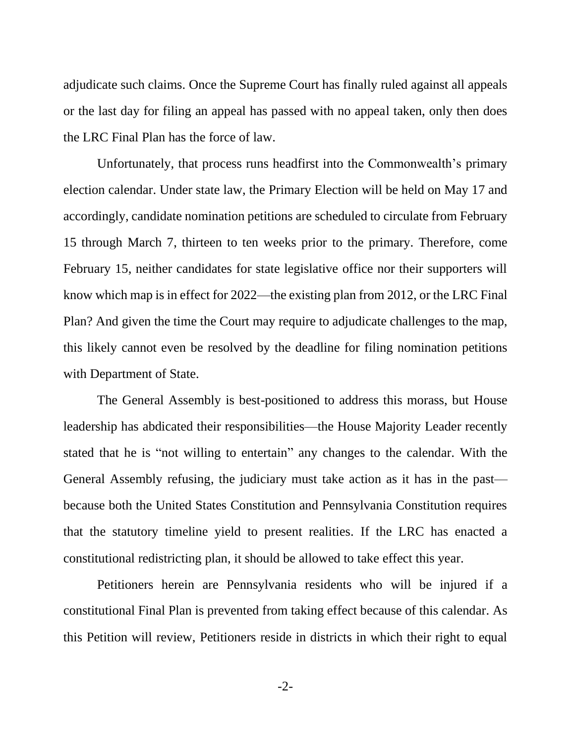adjudicate such claims. Once the Supreme Court has finally ruled against all appeals or the last day for filing an appeal has passed with no appeal taken, only then does the LRC Final Plan has the force of law.

Unfortunately, that process runs headfirst into the Commonwealth's primary election calendar. Under state law, the Primary Election will be held on May 17 and accordingly, candidate nomination petitions are scheduled to circulate from February 15 through March 7, thirteen to ten weeks prior to the primary. Therefore, come February 15, neither candidates for state legislative office nor their supporters will know which map is in effect for 2022—the existing plan from 2012, or the LRC Final Plan? And given the time the Court may require to adjudicate challenges to the map, this likely cannot even be resolved by the deadline for filing nomination petitions with Department of State.

The General Assembly is best-positioned to address this morass, but House leadership has abdicated their responsibilities—the House Majority Leader recently stated that he is "not willing to entertain" any changes to the calendar. With the General Assembly refusing, the judiciary must take action as it has in the past—because both the United States Constitution and Pennsylvania Constitution requires that the statutory timeline yield to present realities. If the LRC has enacted a constitutional redistricting plan, it should be allowed to take effect this year.

Petitioners herein are Pennsylvania residents who will be injured if a constitutional Final Plan is prevented from taking effect because of this calendar. As this Petition will review, Petitioners reside in districts in which their right to equal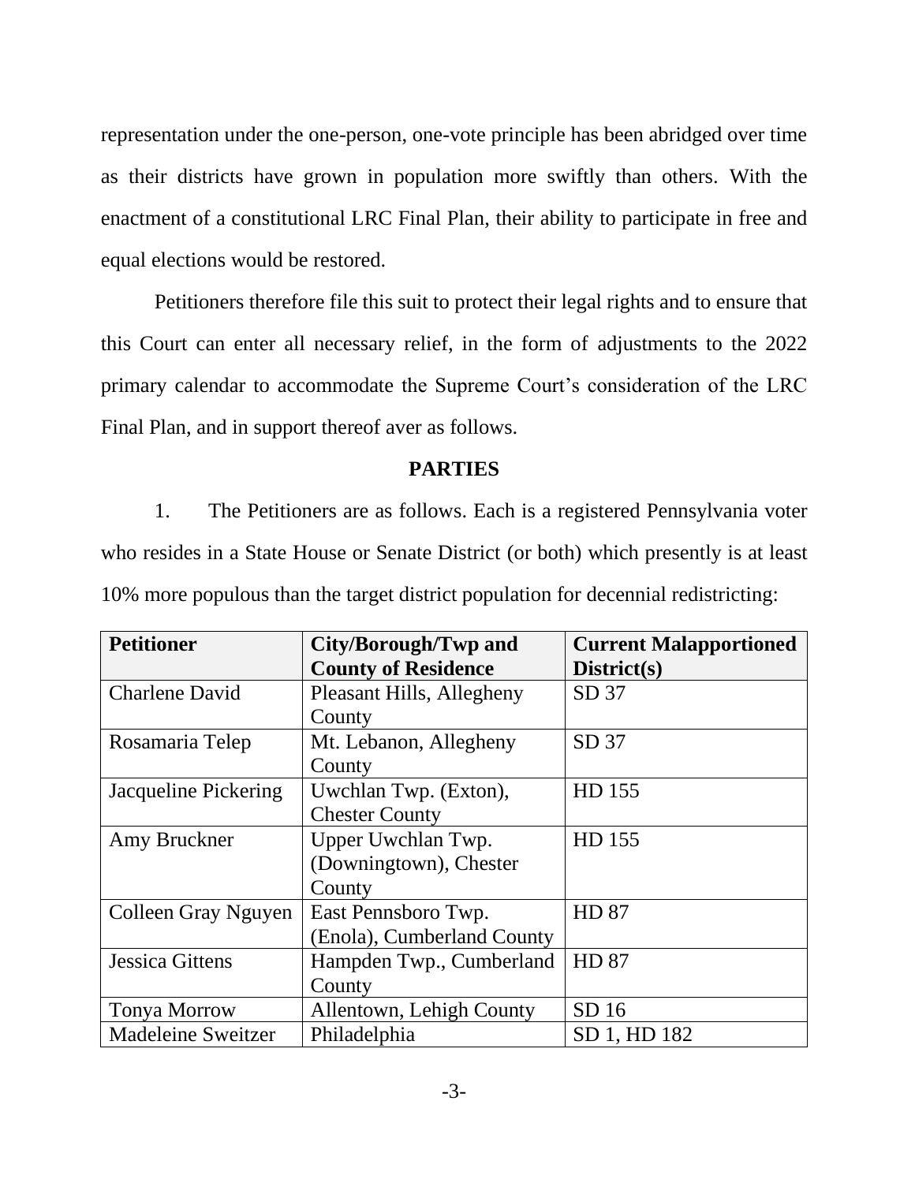representation under the one-person, one-vote principle has been abridged over time as their districts have grown in population more swiftly than others. With the enactment of a constitutional LRC Final Plan, their ability to participate in free and equal elections would be restored.

Petitioners therefore file this suit to protect their legal rights and to ensure that this Court can enter all necessary relief, in the form of adjustments to the 2022 primary calendar to accommodate the Supreme Court's consideration of the LRC Final Plan, and in support thereof aver as follows.

## PARTIES

1. The Petitioners are as follows. Each is a registered Pennsylvania voter who resides in a State House or Senate District (or both) which presently is at least 10% more populous than the target district population for decennial redistricting:

| Petitioner | City/Borough/Twp and County of Residence | Current Malapportioned District(s) |
|---|---|---|
| Charlene David | Pleasant Hills, Allegheny County | SD 37 |
| Rosamaria Telep | Mt. Lebanon, Allegheny County | SD 37 |
| Jacqueline Pickering | Uwchlan Twp. (Exton), Chester County | HD 155 |
| Amy Bruckner | Upper Uwchlan Twp. (Downingtown), Chester County | HD 155 |
| Colleen Gray Nguyen | East Pennsboro Twp. (Enola), Cumberland County | HD 87 |
| Jessica Gittens | Hampden Twp., Cumberland County | HD 87 |
| Tonya Morrow | Allentown, Lehigh County | SD 16 |
| Madeleine Sweitzer | Philadelphia | SD 1, HD 182 |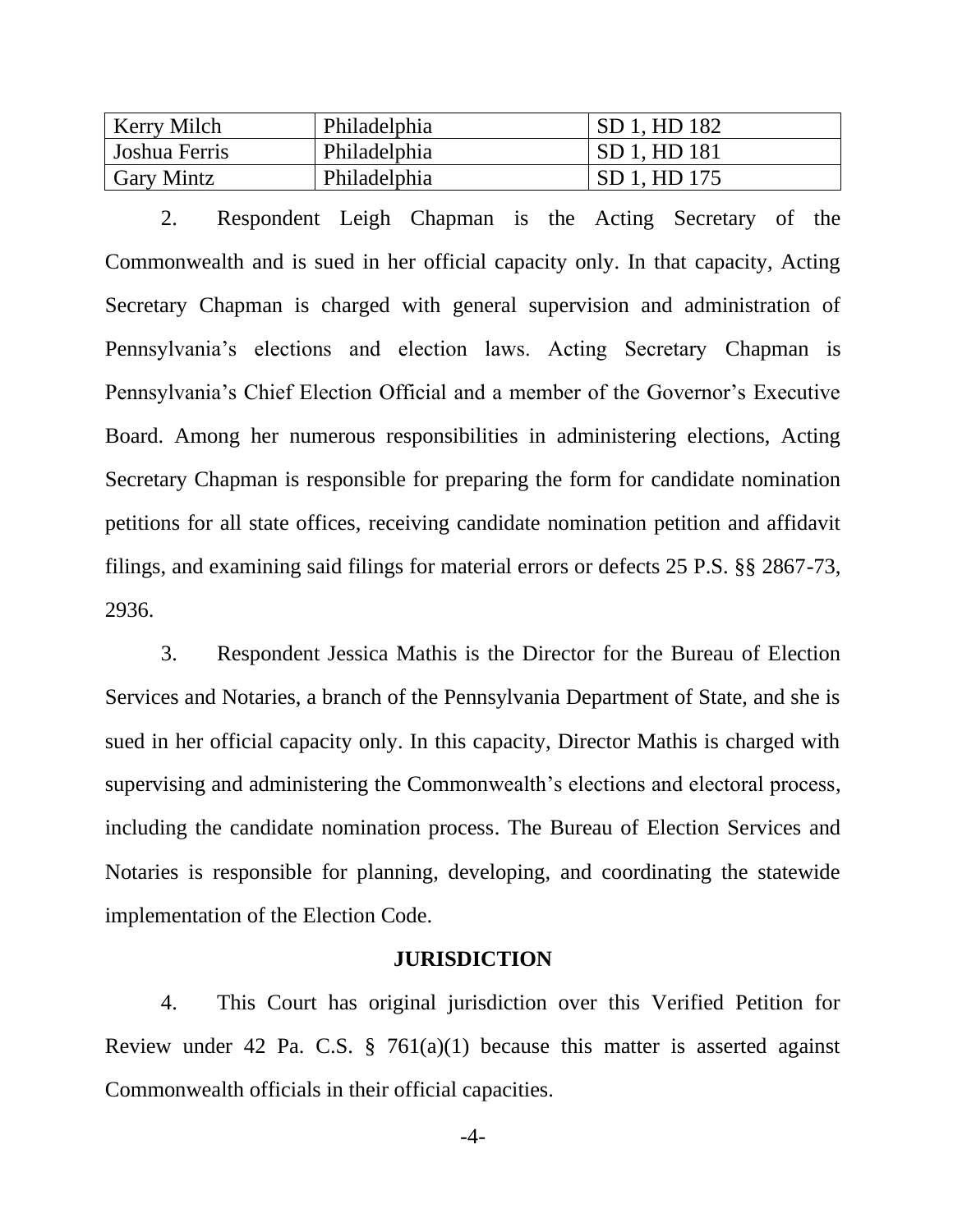| Kerry Milch | Philadelphia | SD 1, HD 182 |
|---|---|---|
| Joshua Ferris | Philadelphia | SD 1, HD 181 |
| Gary Mintz | Philadelphia | SD 1, HD 175 |

2. Respondent Leigh Chapman is the Acting Secretary of the Commonwealth and is sued in her official capacity only. In that capacity, Acting Secretary Chapman is charged with general supervision and administration of Pennsylvania's elections and election laws. Acting Secretary Chapman is Pennsylvania's Chief Election Official and a member of the Governor's Executive Board. Among her numerous responsibilities in administering elections, Acting Secretary Chapman is responsible for preparing the form for candidate nomination petitions for all state offices, receiving candidate nomination petition and affidavit filings, and examining said filings for material errors or defects 25 P.S. §§ 2867-73, 2936.

3. Respondent Jessica Mathis is the Director for the Bureau of Election Services and Notaries, a branch of the Pennsylvania Department of State, and she is sued in her official capacity only. In this capacity, Director Mathis is charged with supervising and administering the Commonwealth's elections and electoral process, including the candidate nomination process. The Bureau of Election Services and Notaries is responsible for planning, developing, and coordinating the statewide implementation of the Election Code.

## JURISDICTION

4. This Court has original jurisdiction over this Verified Petition for Review under 42 Pa. C.S. § 761(a)(1) because this matter is asserted against Commonwealth officials in their official capacities.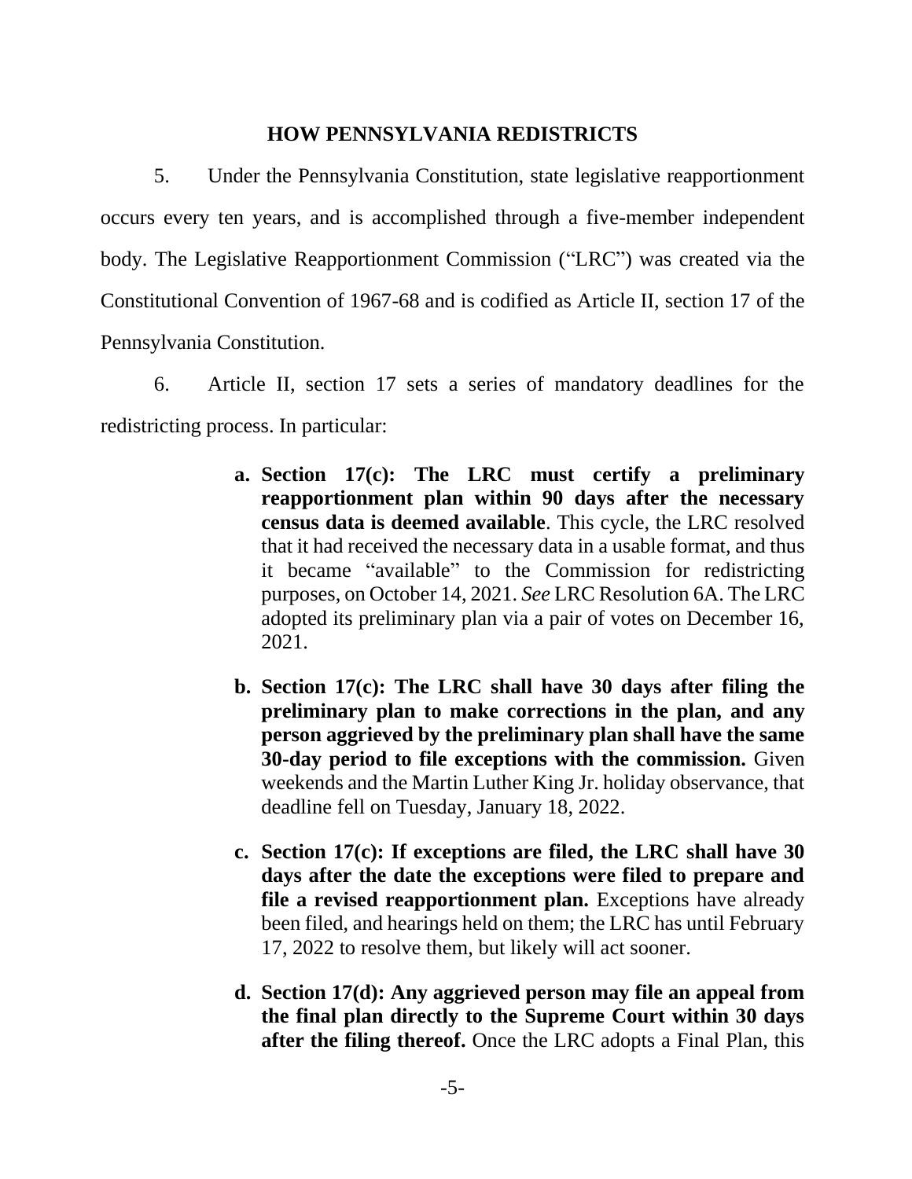## HOW PENNSYLVANIA REDISTRICTS

5. Under the Pennsylvania Constitution, state legislative reapportionment occurs every ten years, and is accomplished through a five-member independent body. The Legislative Reapportionment Commission ("LRC") was created via the Constitutional Convention of 1967-68 and is codified as Article II, section 17 of the Pennsylvania Constitution.

6. Article II, section 17 sets a series of mandatory deadlines for the redistricting process. In particular:

a. **Section 17(c): The LRC must certify a preliminary reapportionment plan within 90 days after the necessary census data is deemed available**. This cycle, the LRC resolved that it had received the necessary data in a usable format, and thus it became "available" to the Commission for redistricting purposes, on October 14, 2021. *See* LRC Resolution 6A. The LRC adopted its preliminary plan via a pair of votes on December 16, 2021.

b. **Section 17(c): The LRC shall have 30 days after filing the preliminary plan to make corrections in the plan, and any person aggrieved by the preliminary plan shall have the same 30-day period to file exceptions with the commission.** Given weekends and the Martin Luther King Jr. holiday observance, that deadline fell on Tuesday, January 18, 2022.

c. **Section 17(c): If exceptions are filed, the LRC shall have 30 days after the date the exceptions were filed to prepare and file a revised reapportionment plan.** Exceptions have already been filed, and hearings held on them; the LRC has until February 17, 2022 to resolve them, but likely will act sooner.

d. **Section 17(d): Any aggrieved person may file an appeal from the final plan directly to the Supreme Court within 30 days after the filing thereof.** Once the LRC adopts a Final Plan, this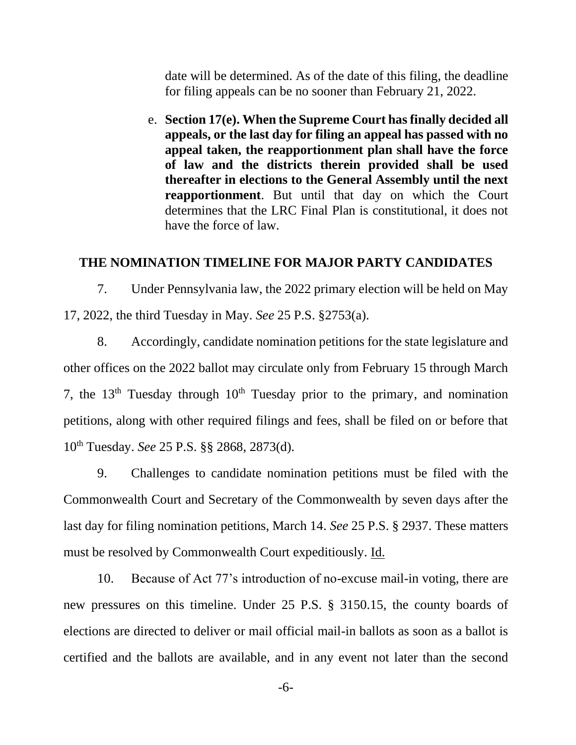date will be determined. As of the date of this filing, the deadline for filing appeals can be no sooner than February 21, 2022.

e. **Section 17(e). When the Supreme Court has finally decided all appeals, or the last day for filing an appeal has passed with no appeal taken, the reapportionment plan shall have the force of law and the districts therein provided shall be used thereafter in elections to the General Assembly until the next reapportionment**. But until that day on which the Court determines that the LRC Final Plan is constitutional, it does not have the force of law.

## THE NOMINATION TIMELINE FOR MAJOR PARTY CANDIDATES

7. Under Pennsylvania law, the 2022 primary election will be held on May 17, 2022, the third Tuesday in May. *See* 25 P.S. §2753(a).

8. Accordingly, candidate nomination petitions for the state legislature and other offices on the 2022 ballot may circulate only from February 15 through March 7, the 13th Tuesday through 10th Tuesday prior to the primary, and nomination petitions, along with other required filings and fees, shall be filed on or before that 10th Tuesday. *See* 25 P.S. §§ 2868, 2873(d).

9. Challenges to candidate nomination petitions must be filed with the Commonwealth Court and Secretary of the Commonwealth by seven days after the last day for filing nomination petitions, March 14. *See* 25 P.S. § 2937. These matters must be resolved by Commonwealth Court expeditiously. Id.

10. Because of Act 77's introduction of no-excuse mail-in voting, there are new pressures on this timeline. Under 25 P.S. § 3150.15, the county boards of elections are directed to deliver or mail official mail-in ballots as soon as a ballot is certified and the ballots are available, and in any event not later than the second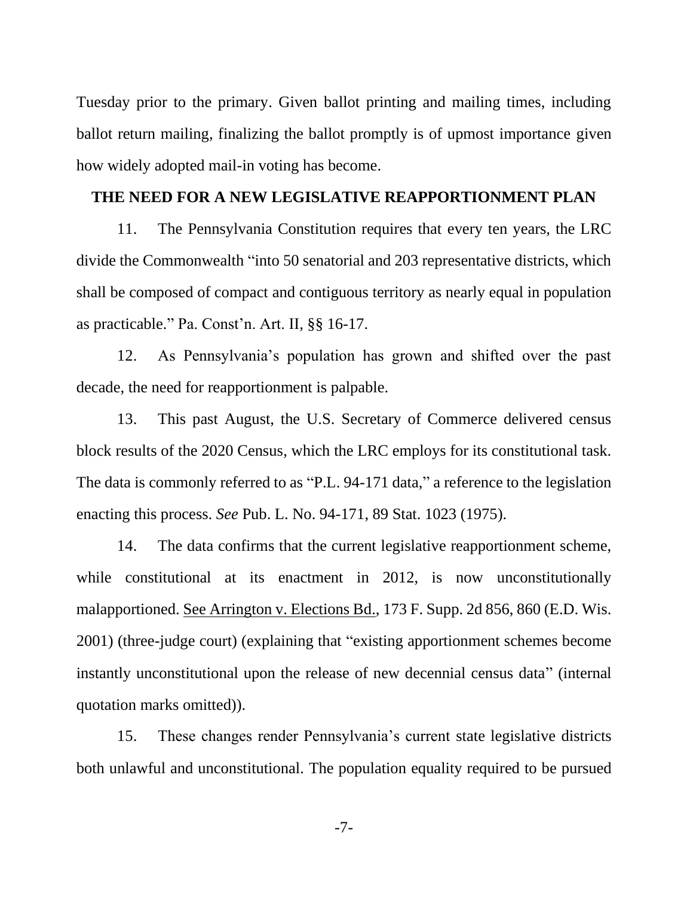Tuesday prior to the primary. Given ballot printing and mailing times, including ballot return mailing, finalizing the ballot promptly is of upmost importance given how widely adopted mail-in voting has become.

## THE NEED FOR A NEW LEGISLATIVE REAPPORTIONMENT PLAN

11. The Pennsylvania Constitution requires that every ten years, the LRC divide the Commonwealth "into 50 senatorial and 203 representative districts, which shall be composed of compact and contiguous territory as nearly equal in population as practicable." Pa. Const'n. Art. II, §§ 16-17.

12. As Pennsylvania's population has grown and shifted over the past decade, the need for reapportionment is palpable.

13. This past August, the U.S. Secretary of Commerce delivered census block results of the 2020 Census, which the LRC employs for its constitutional task. The data is commonly referred to as "P.L. 94-171 data," a reference to the legislation enacting this process. *See* Pub. L. No. 94-171, 89 Stat. 1023 (1975).

14. The data confirms that the current legislative reapportionment scheme, while constitutional at its enactment in 2012, is now unconstitutionally malapportioned. See Arrington v. Elections Bd., 173 F. Supp. 2d 856, 860 (E.D. Wis. 2001) (three-judge court) (explaining that "existing apportionment schemes become instantly unconstitutional upon the release of new decennial census data" (internal quotation marks omitted)).

15. These changes render Pennsylvania's current state legislative districts both unlawful and unconstitutional. The population equality required to be pursued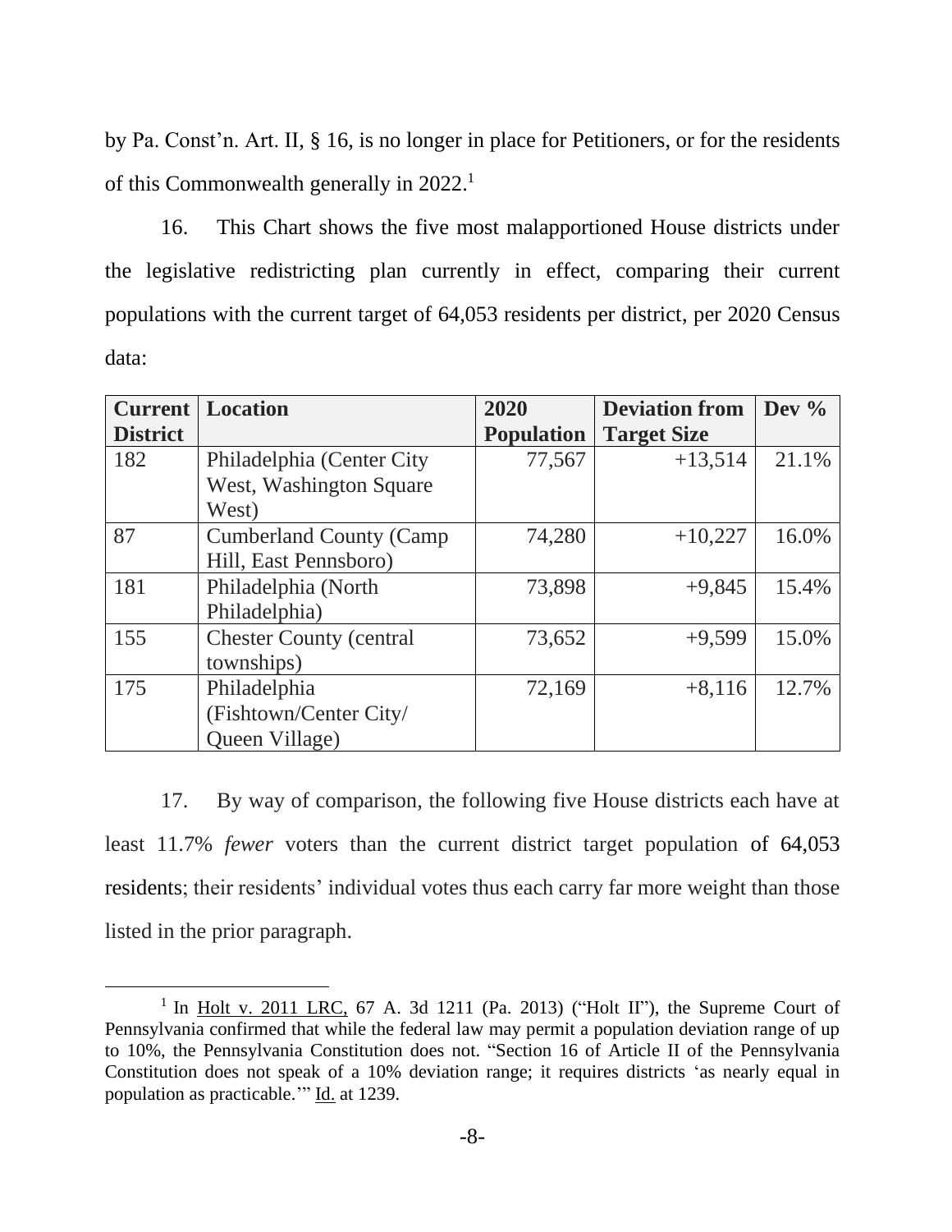by Pa. Const'n. Art. II, § 16, is no longer in place for Petitioners, or for the residents of this Commonwealth generally in 2022.[1]

16. This Chart shows the five most malapportioned House districts under the legislative redistricting plan currently in effect, comparing their current populations with the current target of 64,053 residents per district, per 2020 Census data:

| Current District | Location | 2020 Population | Deviation from Target Size | Dev % |
|---|---|---|---|---|
| 182 | Philadelphia (Center City West, Washington Square West) | 77,567 | +13,514 | 21.1% |
| 87 | Cumberland County (Camp Hill, East Pennsboro) | 74,280 | +10,227 | 16.0% |
| 181 | Philadelphia (North Philadelphia) | 73,898 | +9,845 | 15.4% |
| 155 | Chester County (central townships) | 73,652 | +9,599 | 15.0% |
| 175 | Philadelphia (Fishtown/Center City/ Queen Village) | 72,169 | +8,116 | 12.7% |

17. By way of comparison, the following five House districts each have at least 11.7% *fewer* voters than the current district target population of 64,053 residents; their residents' individual votes thus each carry far more weight than those listed in the prior paragraph.

[1] In Holt v. 2011 LRC, 67 A. 3d 1211 (Pa. 2013) ("Holt II"), the Supreme Court of Pennsylvania confirmed that while the federal law may permit a population deviation range of up to 10%, the Pennsylvania Constitution does not. "Section 16 of Article II of the Pennsylvania Constitution does not speak of a 10% deviation range; it requires districts 'as nearly equal in population as practicable.'" Id. at 1239.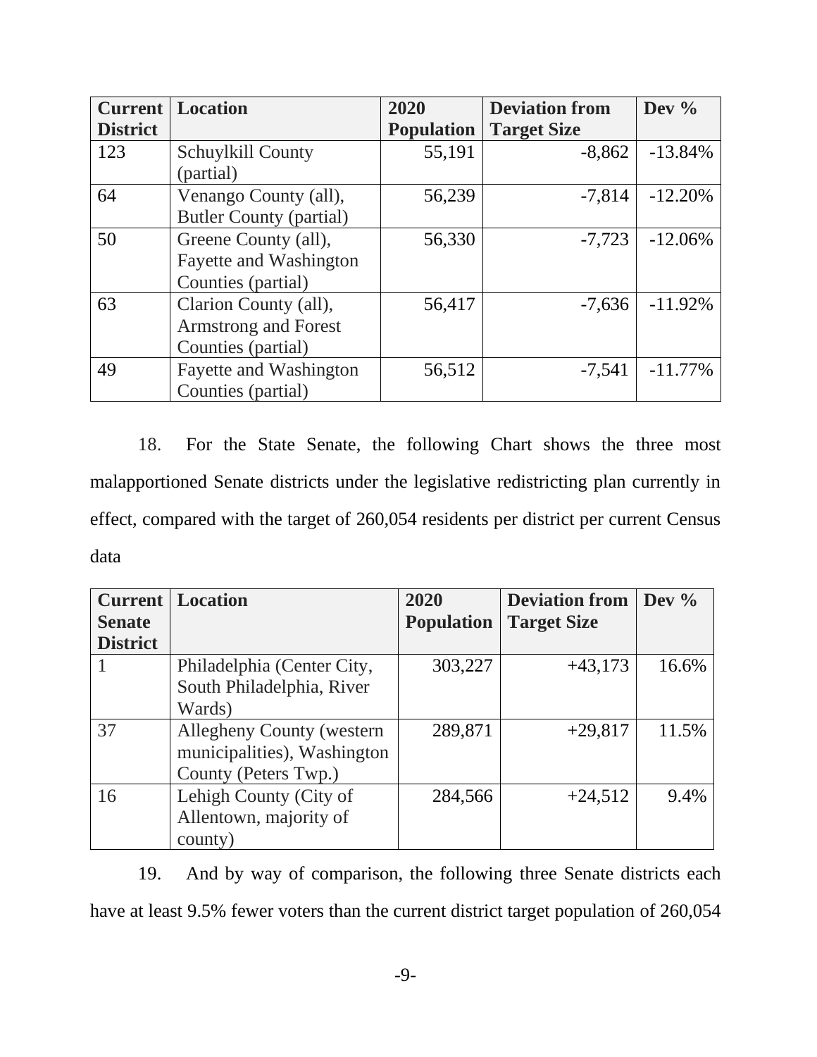| Current District | Location | 2020 Population | Deviation from Target Size | Dev % |
|---|---|---|---|---|
| 123 | Schuylkill County (partial) | 55,191 | -8,862 | -13.84% |
| 64 | Venango County (all), Butler County (partial) | 56,239 | -7,814 | -12.20% |
| 50 | Greene County (all), Fayette and Washington Counties (partial) | 56,330 | -7,723 | -12.06% |
| 63 | Clarion County (all), Armstrong and Forest Counties (partial) | 56,417 | -7,636 | -11.92% |
| 49 | Fayette and Washington Counties (partial) | 56,512 | -7,541 | -11.77% |

18. For the State Senate, the following Chart shows the three most malapportioned Senate districts under the legislative redistricting plan currently in effect, compared with the target of 260,054 residents per district per current Census data

| Current Senate District | Location | 2020 Population | Deviation from Target Size | Dev % |
|---|---|---|---|---|
| 1 | Philadelphia (Center City, South Philadelphia, River Wards) | 303,227 | +43,173 | 16.6% |
| 37 | Allegheny County (western municipalities), Washington County (Peters Twp.) | 289,871 | +29,817 | 11.5% |
| 16 | Lehigh County (City of Allentown, majority of county) | 284,566 | +24,512 | 9.4% |

19. And by way of comparison, the following three Senate districts each have at least 9.5% fewer voters than the current district target population of 260,054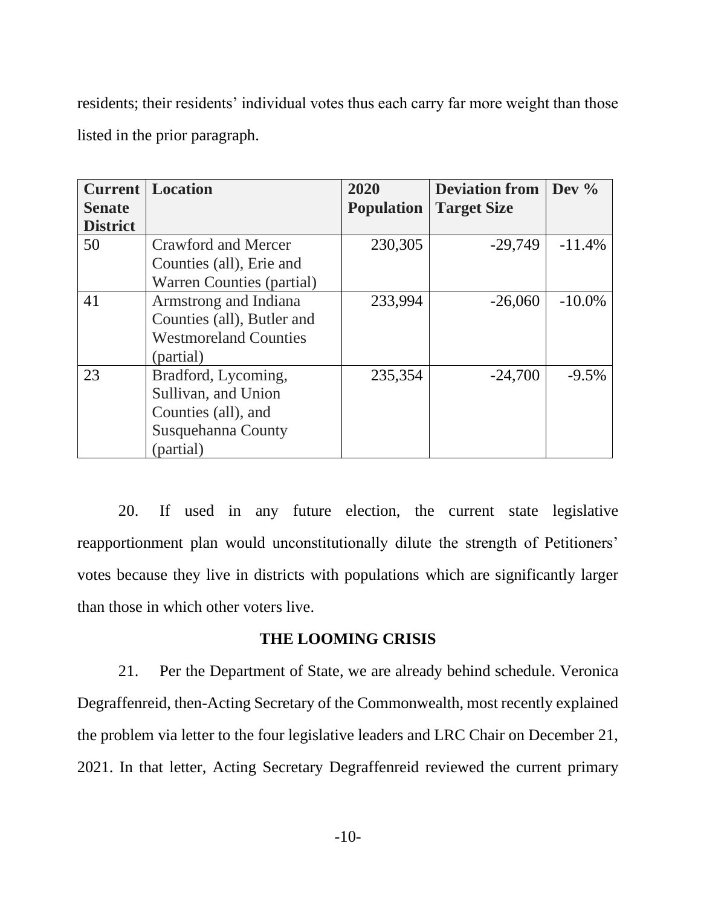residents; their residents' individual votes thus each carry far more weight than those listed in the prior paragraph.

| Current Senate District | Location | 2020 Population | Deviation from Target Size | Dev % |
|---|---|---|---|---|
| 50 | Crawford and Mercer Counties (all), Erie and Warren Counties (partial) | 230,305 | -29,749 | -11.4% |
| 41 | Armstrong and Indiana Counties (all), Butler and Westmoreland Counties (partial) | 233,994 | -26,060 | -10.0% |
| 23 | Bradford, Lycoming, Sullivan, and Union Counties (all), and Susquehanna County (partial) | 235,354 | -24,700 | -9.5% |

20. If used in any future election, the current state legislative reapportionment plan would unconstitutionally dilute the strength of Petitioners' votes because they live in districts with populations which are significantly larger than those in which other voters live.

**THE LOOMING CRISIS**

21. Per the Department of State, we are already behind schedule. Veronica Degraffenreid, then-Acting Secretary of the Commonwealth, most recently explained the problem via letter to the four legislative leaders and LRC Chair on December 21, 2021. In that letter, Acting Secretary Degraffenreid reviewed the current primary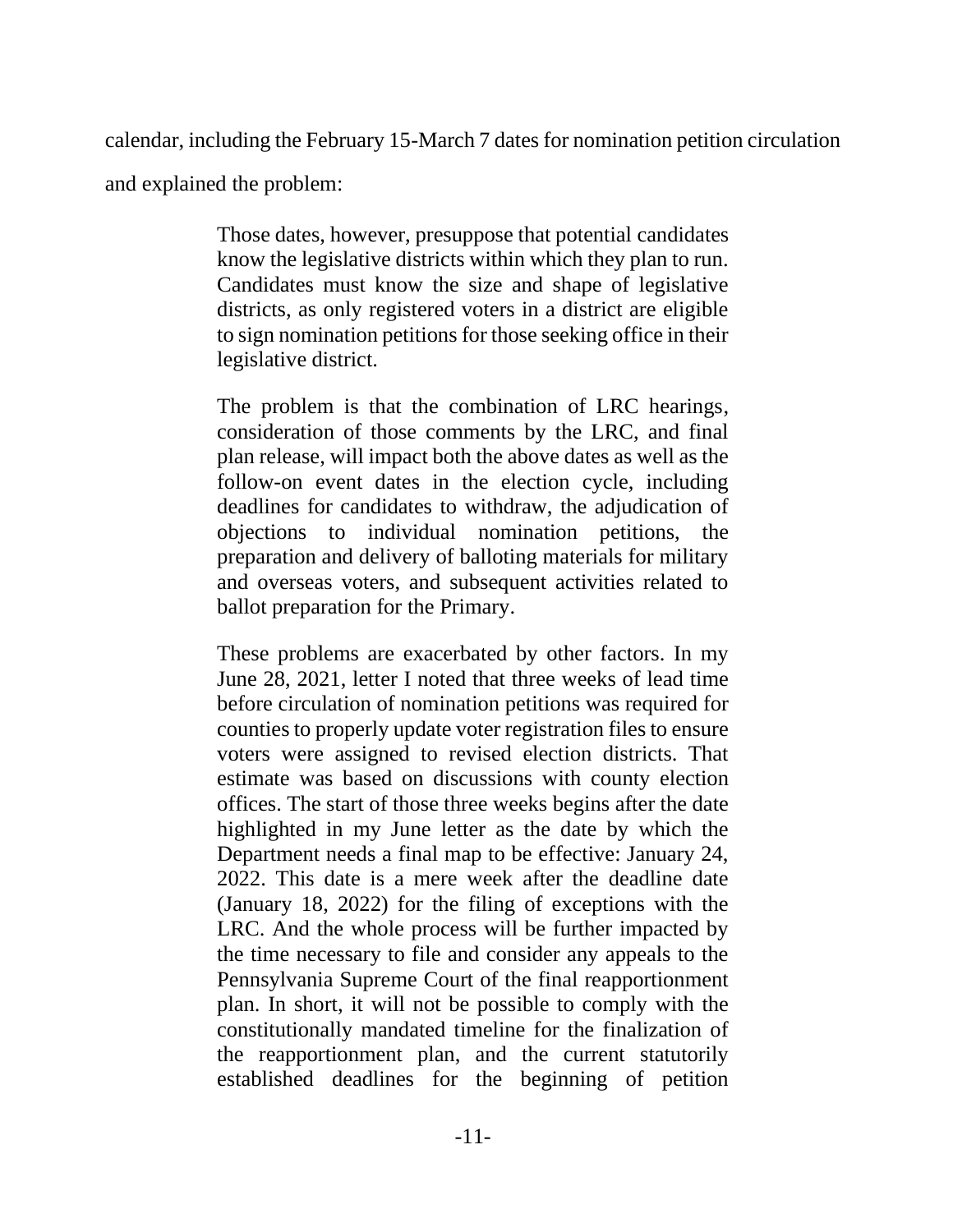calendar, including the February 15-March 7 dates for nomination petition circulation and explained the problem:

> Those dates, however, presuppose that potential candidates know the legislative districts within which they plan to run. Candidates must know the size and shape of legislative districts, as only registered voters in a district are eligible to sign nomination petitions for those seeking office in their legislative district.
>
> The problem is that the combination of LRC hearings, consideration of those comments by the LRC, and final plan release, will impact both the above dates as well as the follow-on event dates in the election cycle, including deadlines for candidates to withdraw, the adjudication of objections to individual nomination petitions, the preparation and delivery of balloting materials for military and overseas voters, and subsequent activities related to ballot preparation for the Primary.
>
> These problems are exacerbated by other factors. In my June 28, 2021, letter I noted that three weeks of lead time before circulation of nomination petitions was required for counties to properly update voter registration files to ensure voters were assigned to revised election districts. That estimate was based on discussions with county election offices. The start of those three weeks begins after the date highlighted in my June letter as the date by which the Department needs a final map to be effective: January 24, 2022. This date is a mere week after the deadline date (January 18, 2022) for the filing of exceptions with the LRC. And the whole process will be further impacted by the time necessary to file and consider any appeals to the Pennsylvania Supreme Court of the final reapportionment plan. In short, it will not be possible to comply with the constitutionally mandated timeline for the finalization of the reapportionment plan, and the current statutorily established deadlines for the beginning of petition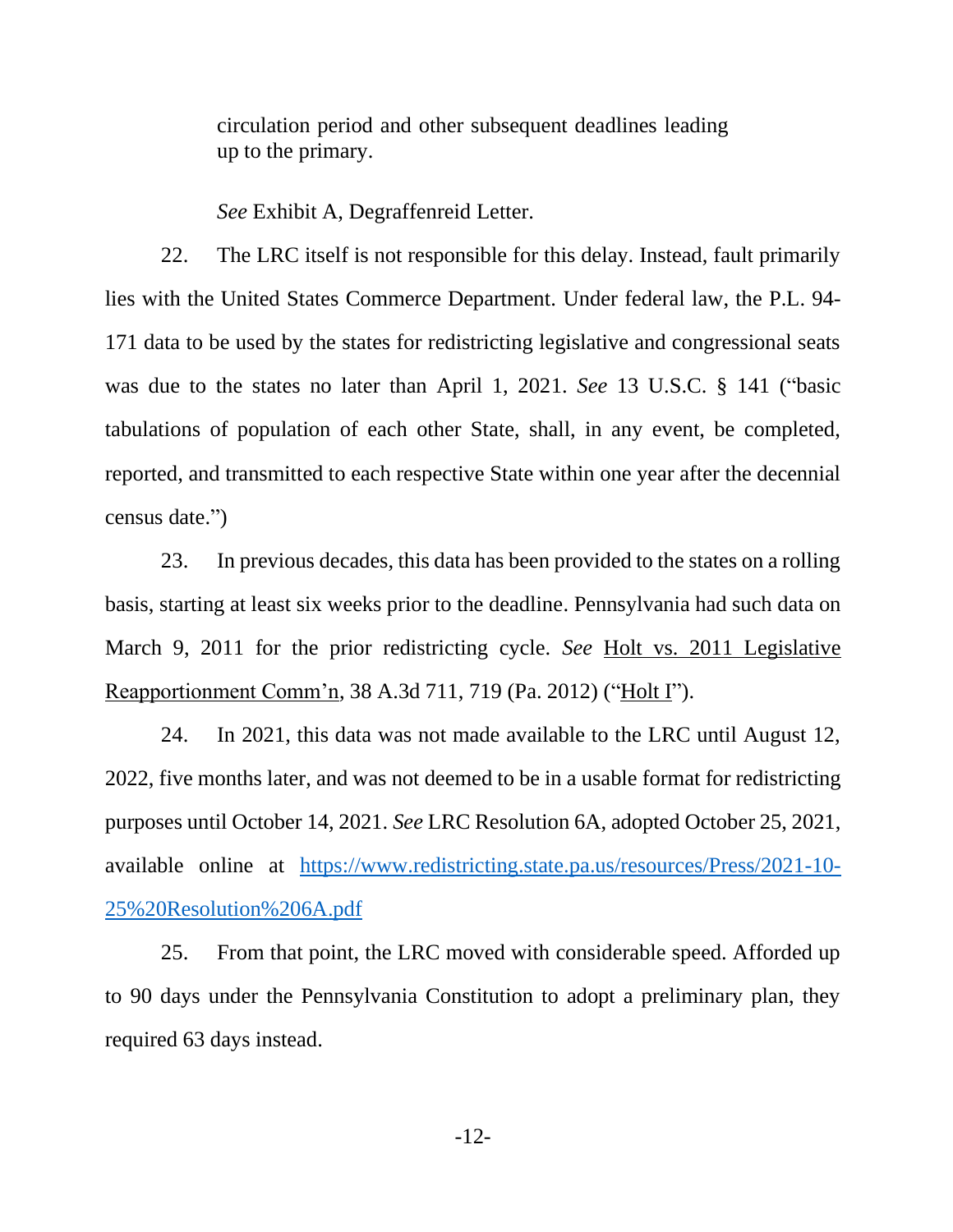circulation period and other subsequent deadlines leading up to the primary.

*See* Exhibit A, Degraffenreid Letter.

22. The LRC itself is not responsible for this delay. Instead, fault primarily lies with the United States Commerce Department. Under federal law, the P.L. 94-171 data to be used by the states for redistricting legislative and congressional seats was due to the states no later than April 1, 2021. *See* 13 U.S.C. § 141 ("basic tabulations of population of each other State, shall, in any event, be completed, reported, and transmitted to each respective State within one year after the decennial census date.")

23. In previous decades, this data has been provided to the states on a rolling basis, starting at least six weeks prior to the deadline. Pennsylvania had such data on March 9, 2011 for the prior redistricting cycle. *See* Holt vs. 2011 Legislative Reapportionment Comm'n, 38 A.3d 711, 719 (Pa. 2012) ("Holt I").

24. In 2021, this data was not made available to the LRC until August 12, 2022, five months later, and was not deemed to be in a usable format for redistricting purposes until October 14, 2021. *See* LRC Resolution 6A, adopted October 25, 2021, available online at [https://www.redistricting.state.pa.us/resources/Press/2021-10-25%20Resolution%206A.pdf](https://www.redistricting.state.pa.us/resources/Press/2021-10-25%20Resolution%206A.pdf)

25. From that point, the LRC moved with considerable speed. Afforded up to 90 days under the Pennsylvania Constitution to adopt a preliminary plan, they required 63 days instead.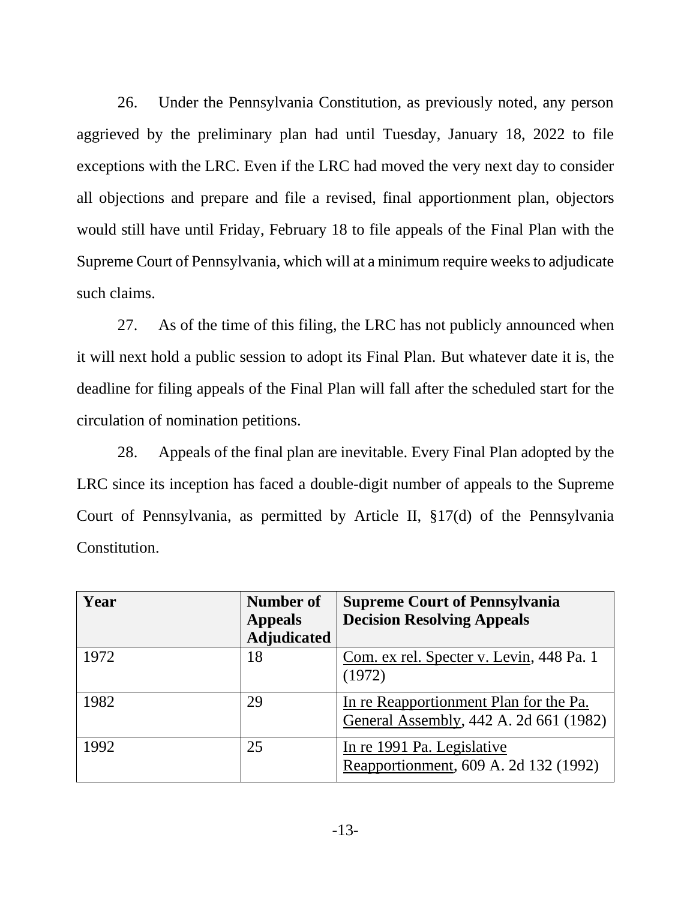26. Under the Pennsylvania Constitution, as previously noted, any person aggrieved by the preliminary plan had until Tuesday, January 18, 2022 to file exceptions with the LRC. Even if the LRC had moved the very next day to consider all objections and prepare and file a revised, final apportionment plan, objectors would still have until Friday, February 18 to file appeals of the Final Plan with the Supreme Court of Pennsylvania, which will at a minimum require weeks to adjudicate such claims.

27. As of the time of this filing, the LRC has not publicly announced when it will next hold a public session to adopt its Final Plan. But whatever date it is, the deadline for filing appeals of the Final Plan will fall after the scheduled start for the circulation of nomination petitions.

28. Appeals of the final plan are inevitable. Every Final Plan adopted by the LRC since its inception has faced a double-digit number of appeals to the Supreme Court of Pennsylvania, as permitted by Article II, §17(d) of the Pennsylvania Constitution.

| Year | Number of Appeals Adjudicated | Supreme Court of Pennsylvania Decision Resolving Appeals |
|---|---|---|
| 1972 | 18 | Com. ex rel. Specter v. Levin, 448 Pa. 1 (1972) |
| 1982 | 29 | In re Reapportionment Plan for the Pa. General Assembly, 442 A. 2d 661 (1982) |
| 1992 | 25 | In re 1991 Pa. Legislative Reapportionment, 609 A. 2d 132 (1992) |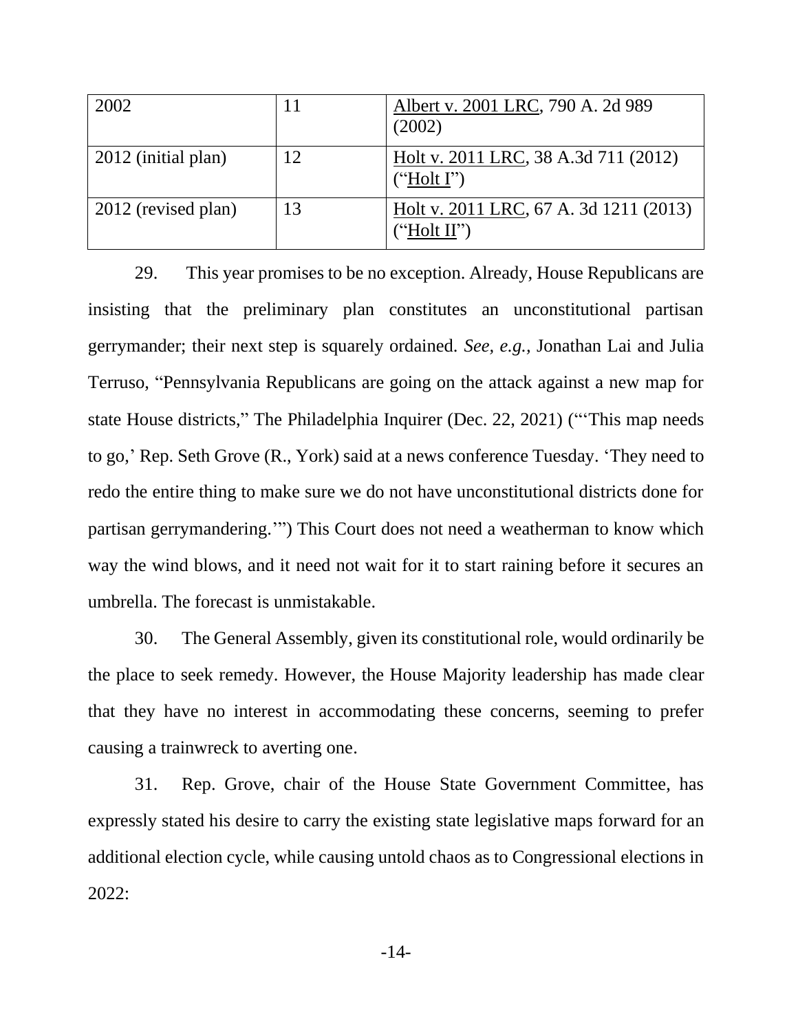| | | |
|---|---|---|
| 2002 | 11 | Albert v. 2001 LRC, 790 A. 2d 989 (2002) |
| 2012 (initial plan) | 12 | Holt v. 2011 LRC, 38 A.3d 711 (2012) ("Holt I") |
| 2012 (revised plan) | 13 | Holt v. 2011 LRC, 67 A. 3d 1211 (2013) ("Holt II") |

29. This year promises to be no exception. Already, House Republicans are insisting that the preliminary plan constitutes an unconstitutional partisan gerrymander; their next step is squarely ordained. *See, e.g.,* Jonathan Lai and Julia Terruso, "Pennsylvania Republicans are going on the attack against a new map for state House districts," The Philadelphia Inquirer (Dec. 22, 2021) ("'This map needs to go,' Rep. Seth Grove (R., York) said at a news conference Tuesday. 'They need to redo the entire thing to make sure we do not have unconstitutional districts done for partisan gerrymandering.'") This Court does not need a weatherman to know which way the wind blows, and it need not wait for it to start raining before it secures an umbrella. The forecast is unmistakable.

30. The General Assembly, given its constitutional role, would ordinarily be the place to seek remedy. However, the House Majority leadership has made clear that they have no interest in accommodating these concerns, seeming to prefer causing a trainwreck to averting one.

31. Rep. Grove, chair of the House State Government Committee, has expressly stated his desire to carry the existing state legislative maps forward for an additional election cycle, while causing untold chaos as to Congressional elections in 2022: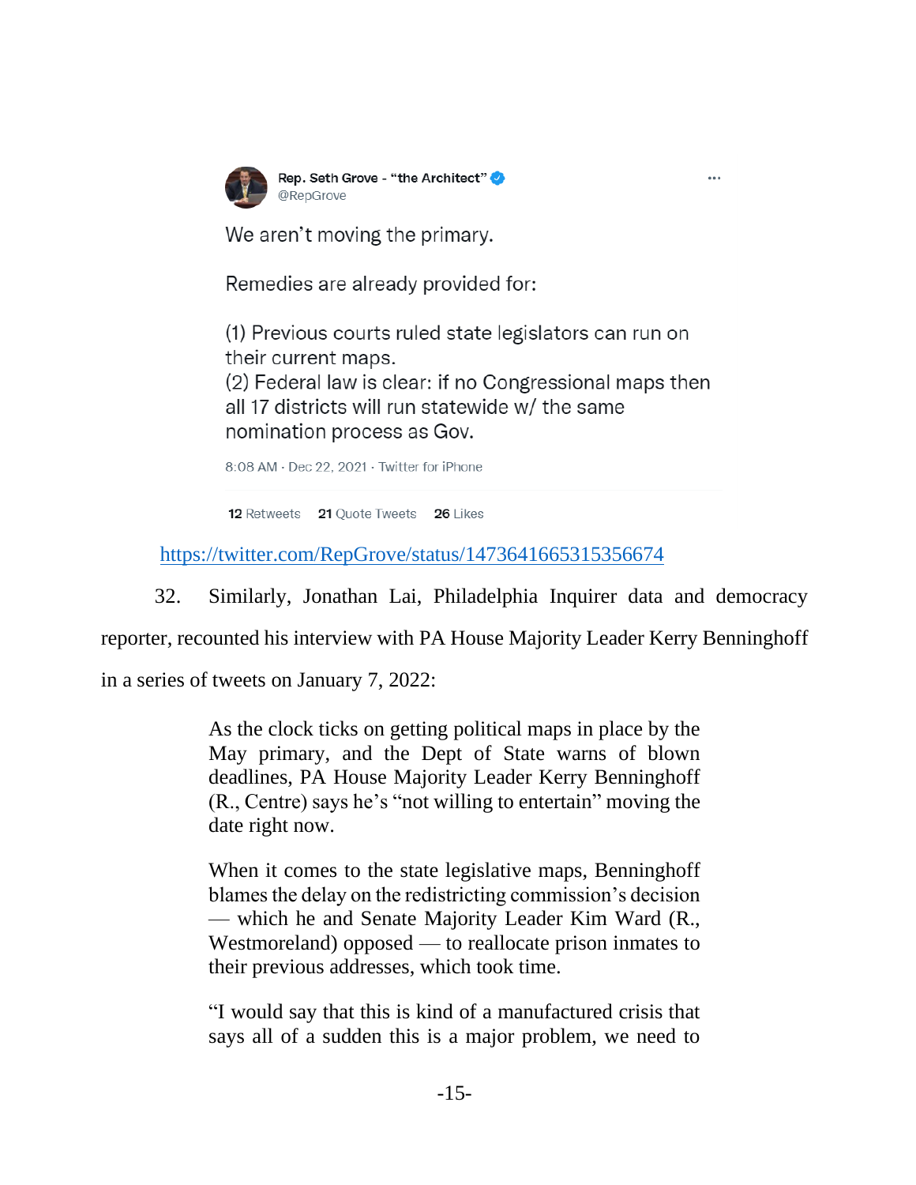Rep. Seth Grove - "the Architect" @RepGrove

We aren't moving the primary.

Remedies are already provided for:

(1) Previous courts ruled state legislators can run on their current maps.
(2) Federal law is clear: if no Congressional maps then all 17 districts will run statewide w/ the same nomination process as Gov.

8:08 AM · Dec 22, 2021 · Twitter for iPhone

12 Retweets 21 Quote Tweets 26 Likes

https://twitter.com/RepGrove/status/1473641665315356674

32. Similarly, Jonathan Lai, Philadelphia Inquirer data and democracy reporter, recounted his interview with PA House Majority Leader Kerry Benninghoff in a series of tweets on January 7, 2022:

> As the clock ticks on getting political maps in place by the May primary, and the Dept of State warns of blown deadlines, PA House Majority Leader Kerry Benninghoff (R., Centre) says he's "not willing to entertain" moving the date right now.
>
> When it comes to the state legislative maps, Benninghoff blames the delay on the redistricting commission's decision — which he and Senate Majority Leader Kim Ward (R., Westmoreland) opposed — to reallocate prison inmates to their previous addresses, which took time.
>
> "I would say that this is kind of a manufactured crisis that says all of a sudden this is a major problem, we need to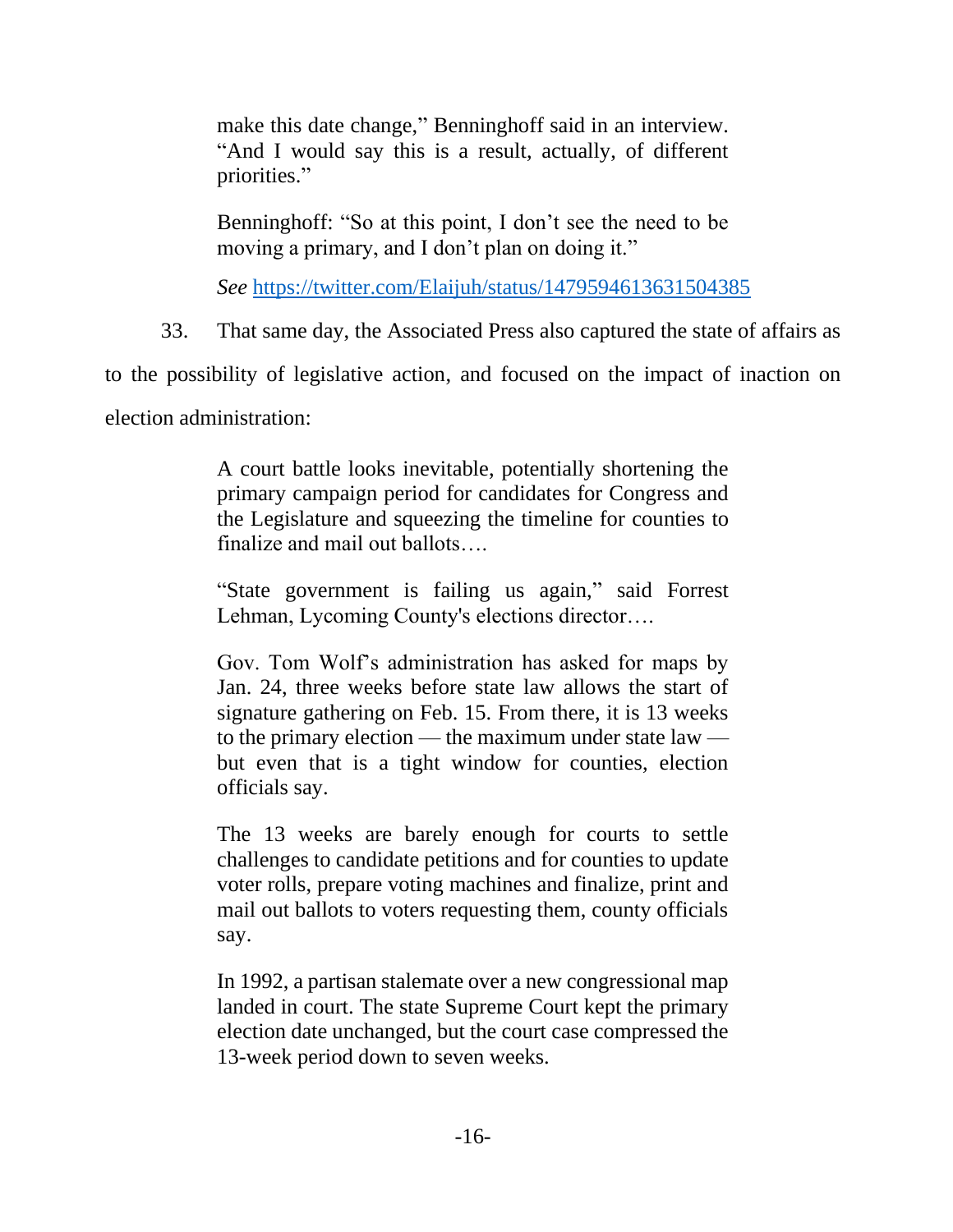> make this date change," Benninghoff said in an interview. "And I would say this is a result, actually, of different priorities."
>
> Benninghoff: "So at this point, I don't see the need to be moving a primary, and I don't plan on doing it."
>
> *See* https://twitter.com/Elaijuh/status/1479594613631504385

33. That same day, the Associated Press also captured the state of affairs as to the possibility of legislative action, and focused on the impact of inaction on election administration:

> A court battle looks inevitable, potentially shortening the primary campaign period for candidates for Congress and the Legislature and squeezing the timeline for counties to finalize and mail out ballots….
>
> "State government is failing us again," said Forrest Lehman, Lycoming County's elections director….
>
> Gov. Tom Wolf's administration has asked for maps by Jan. 24, three weeks before state law allows the start of signature gathering on Feb. 15. From there, it is 13 weeks to the primary election — the maximum under state law — but even that is a tight window for counties, election officials say.
>
> The 13 weeks are barely enough for courts to settle challenges to candidate petitions and for counties to update voter rolls, prepare voting machines and finalize, print and mail out ballots to voters requesting them, county officials say.
>
> In 1992, a partisan stalemate over a new congressional map landed in court. The state Supreme Court kept the primary election date unchanged, but the court case compressed the 13-week period down to seven weeks.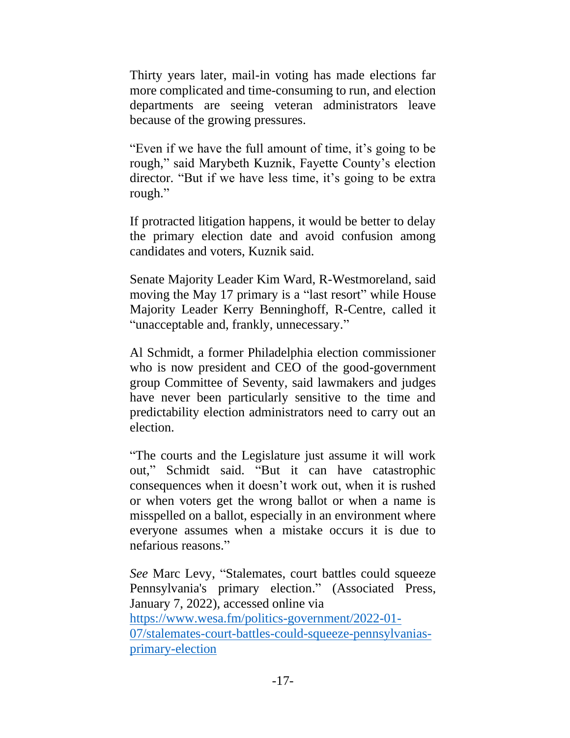Thirty years later, mail-in voting has made elections far more complicated and time-consuming to run, and election departments are seeing veteran administrators leave because of the growing pressures.

"Even if we have the full amount of time, it's going to be rough," said Marybeth Kuznik, Fayette County's election director. "But if we have less time, it's going to be extra rough."

If protracted litigation happens, it would be better to delay the primary election date and avoid confusion among candidates and voters, Kuznik said.

Senate Majority Leader Kim Ward, R-Westmoreland, said moving the May 17 primary is a "last resort" while House Majority Leader Kerry Benninghoff, R-Centre, called it "unacceptable and, frankly, unnecessary."

Al Schmidt, a former Philadelphia election commissioner who is now president and CEO of the good-government group Committee of Seventy, said lawmakers and judges have never been particularly sensitive to the time and predictability election administrators need to carry out an election.

"The courts and the Legislature just assume it will work out," Schmidt said. "But it can have catastrophic consequences when it doesn't work out, when it is rushed or when voters get the wrong ballot or when a name is misspelled on a ballot, especially in an environment where everyone assumes when a mistake occurs it is due to nefarious reasons."

*See* Marc Levy, "Stalemates, court battles could squeeze Pennsylvania's primary election." (Associated Press, January 7, 2022), accessed online via [https://www.wesa.fm/politics-government/2022-01-07/stalemates-court-battles-could-squeeze-pennsylvanias-primary-election](https://www.wesa.fm/politics-government/2022-01-07/stalemates-court-battles-could-squeeze-pennsylvanias-primary-election)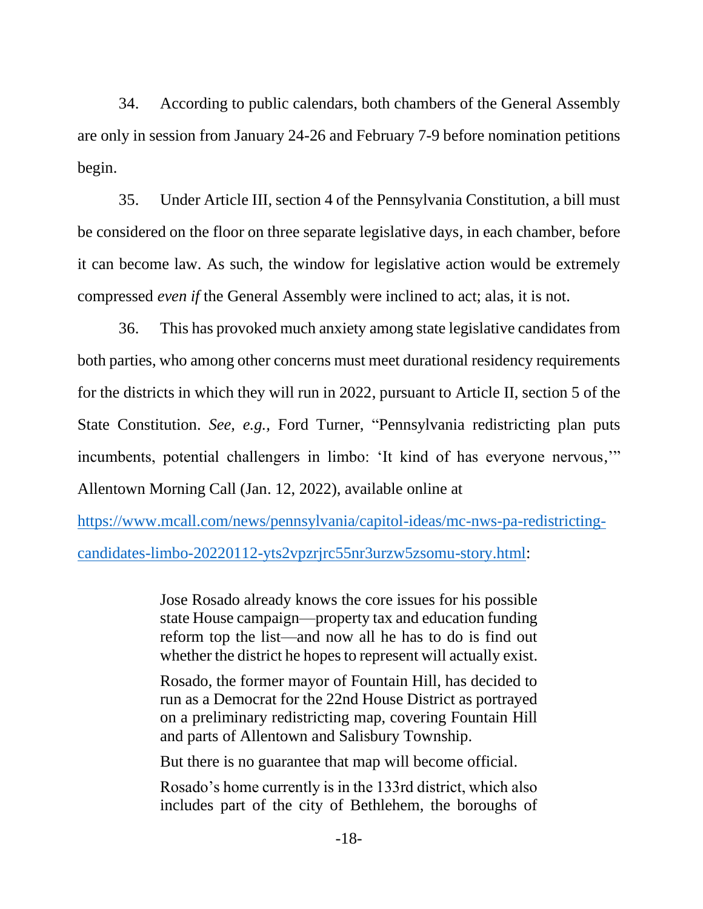34. According to public calendars, both chambers of the General Assembly are only in session from January 24-26 and February 7-9 before nomination petitions begin.

35. Under Article III, section 4 of the Pennsylvania Constitution, a bill must be considered on the floor on three separate legislative days, in each chamber, before it can become law. As such, the window for legislative action would be extremely compressed *even if* the General Assembly were inclined to act; alas, it is not.

36. This has provoked much anxiety among state legislative candidates from both parties, who among other concerns must meet durational residency requirements for the districts in which they will run in 2022, pursuant to Article II, section 5 of the State Constitution. *See, e.g.*, Ford Turner, "Pennsylvania redistricting plan puts incumbents, potential challengers in limbo: 'It kind of has everyone nervous,'" Allentown Morning Call (Jan. 12, 2022), available online at [https://www.mcall.com/news/pennsylvania/capitol-ideas/mc-nws-pa-redistricting-candidates-limbo-20220112-yts2vpzrjrc55nr3urzw5zsomu-story.html](https://www.mcall.com/news/pennsylvania/capitol-ideas/mc-nws-pa-redistricting-candidates-limbo-20220112-yts2vpzrjrc55nr3urzw5zsomu-story.html):

> Jose Rosado already knows the core issues for his possible state House campaign—property tax and education funding reform top the list—and now all he has to do is find out whether the district he hopes to represent will actually exist.
>
> Rosado, the former mayor of Fountain Hill, has decided to run as a Democrat for the 22nd House District as portrayed on a preliminary redistricting map, covering Fountain Hill and parts of Allentown and Salisbury Township.
>
> But there is no guarantee that map will become official.
>
> Rosado's home currently is in the 133rd district, which also includes part of the city of Bethlehem, the boroughs of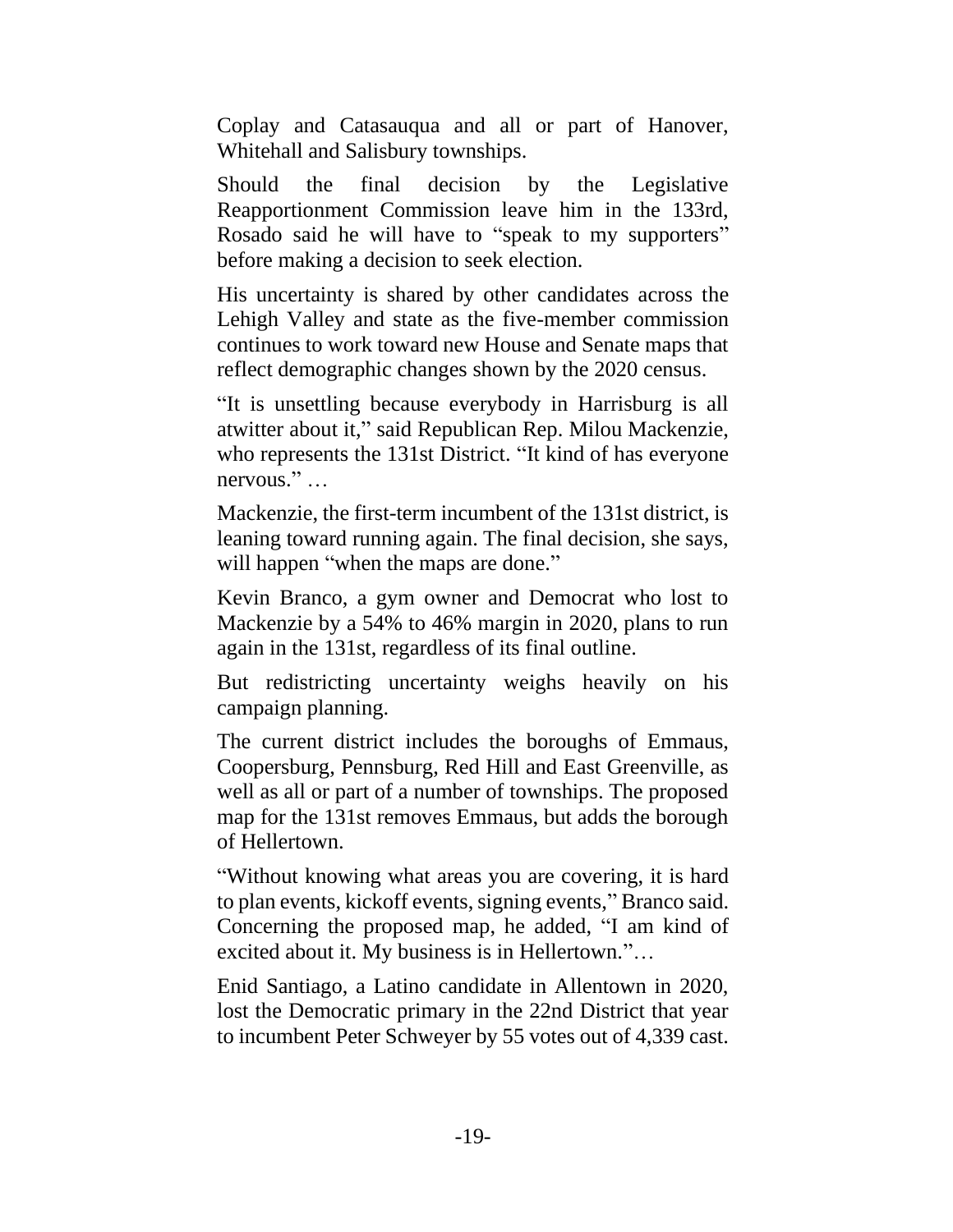Coplay and Catasauqua and all or part of Hanover, Whitehall and Salisbury townships.

Should the final decision by the Legislative Reapportionment Commission leave him in the 133rd, Rosado said he will have to "speak to my supporters" before making a decision to seek election.

His uncertainty is shared by other candidates across the Lehigh Valley and state as the five-member commission continues to work toward new House and Senate maps that reflect demographic changes shown by the 2020 census.

"It is unsettling because everybody in Harrisburg is all atwitter about it," said Republican Rep. Milou Mackenzie, who represents the 131st District. "It kind of has everyone nervous." …

Mackenzie, the first-term incumbent of the 131st district, is leaning toward running again. The final decision, she says, will happen "when the maps are done."

Kevin Branco, a gym owner and Democrat who lost to Mackenzie by a 54% to 46% margin in 2020, plans to run again in the 131st, regardless of its final outline.

But redistricting uncertainty weighs heavily on his campaign planning.

The current district includes the boroughs of Emmaus, Coopersburg, Pennsburg, Red Hill and East Greenville, as well as all or part of a number of townships. The proposed map for the 131st removes Emmaus, but adds the borough of Hellertown.

"Without knowing what areas you are covering, it is hard to plan events, kickoff events, signing events," Branco said. Concerning the proposed map, he added, "I am kind of excited about it. My business is in Hellertown."…

Enid Santiago, a Latino candidate in Allentown in 2020, lost the Democratic primary in the 22nd District that year to incumbent Peter Schweyer by 55 votes out of 4,339 cast.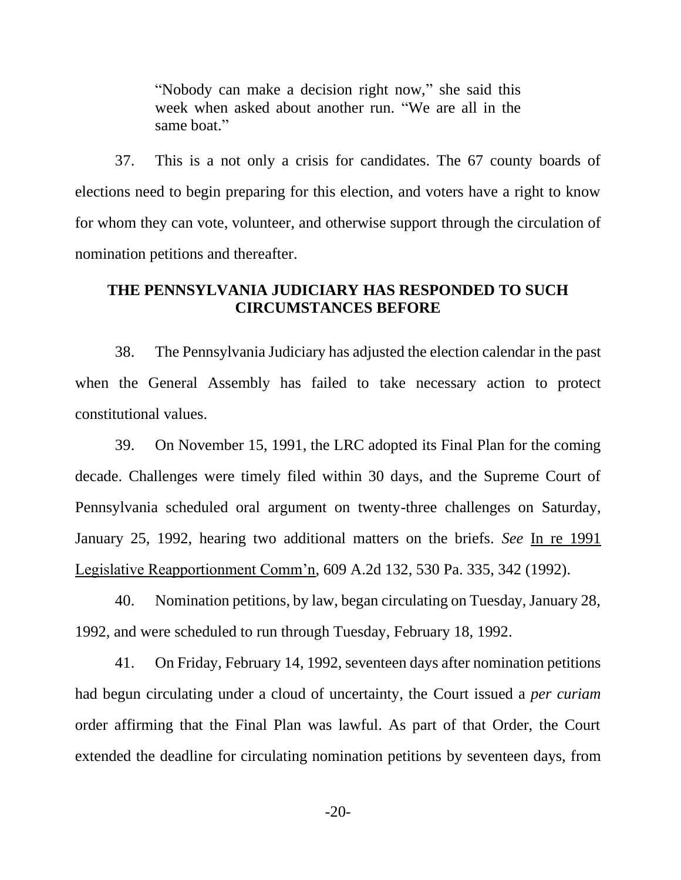> "Nobody can make a decision right now," she said this week when asked about another run. "We are all in the same boat."

37. This is a not only a crisis for candidates. The 67 county boards of elections need to begin preparing for this election, and voters have a right to know for whom they can vote, volunteer, and otherwise support through the circulation of nomination petitions and thereafter.

## THE PENNSYLVANIA JUDICIARY HAS RESPONDED TO SUCH CIRCUMSTANCES BEFORE

38. The Pennsylvania Judiciary has adjusted the election calendar in the past when the General Assembly has failed to take necessary action to protect constitutional values.

39. On November 15, 1991, the LRC adopted its Final Plan for the coming decade. Challenges were timely filed within 30 days, and the Supreme Court of Pennsylvania scheduled oral argument on twenty-three challenges on Saturday, January 25, 1992, hearing two additional matters on the briefs. *See* In re 1991 Legislative Reapportionment Comm'n, 609 A.2d 132, 530 Pa. 335, 342 (1992).

40. Nomination petitions, by law, began circulating on Tuesday, January 28, 1992, and were scheduled to run through Tuesday, February 18, 1992.

41. On Friday, February 14, 1992, seventeen days after nomination petitions had begun circulating under a cloud of uncertainty, the Court issued a *per curiam* order affirming that the Final Plan was lawful. As part of that Order, the Court extended the deadline for circulating nomination petitions by seventeen days, from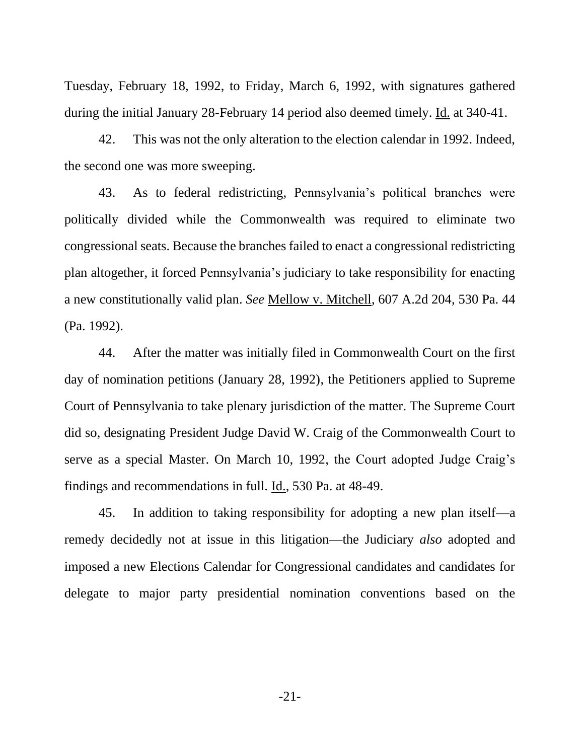Tuesday, February 18, 1992, to Friday, March 6, 1992, with signatures gathered during the initial January 28-February 14 period also deemed timely. Id. at 340-41.

42. This was not the only alteration to the election calendar in 1992. Indeed, the second one was more sweeping.

43. As to federal redistricting, Pennsylvania's political branches were politically divided while the Commonwealth was required to eliminate two congressional seats. Because the branches failed to enact a congressional redistricting plan altogether, it forced Pennsylvania's judiciary to take responsibility for enacting a new constitutionally valid plan. *See* Mellow v. Mitchell, 607 A.2d 204, 530 Pa. 44 (Pa. 1992).

44. After the matter was initially filed in Commonwealth Court on the first day of nomination petitions (January 28, 1992), the Petitioners applied to Supreme Court of Pennsylvania to take plenary jurisdiction of the matter. The Supreme Court did so, designating President Judge David W. Craig of the Commonwealth Court to serve as a special Master. On March 10, 1992, the Court adopted Judge Craig's findings and recommendations in full. Id., 530 Pa. at 48-49.

45. In addition to taking responsibility for adopting a new plan itself—a remedy decidedly not at issue in this litigation—the Judiciary *also* adopted and imposed a new Elections Calendar for Congressional candidates and candidates for delegate to major party presidential nomination conventions based on the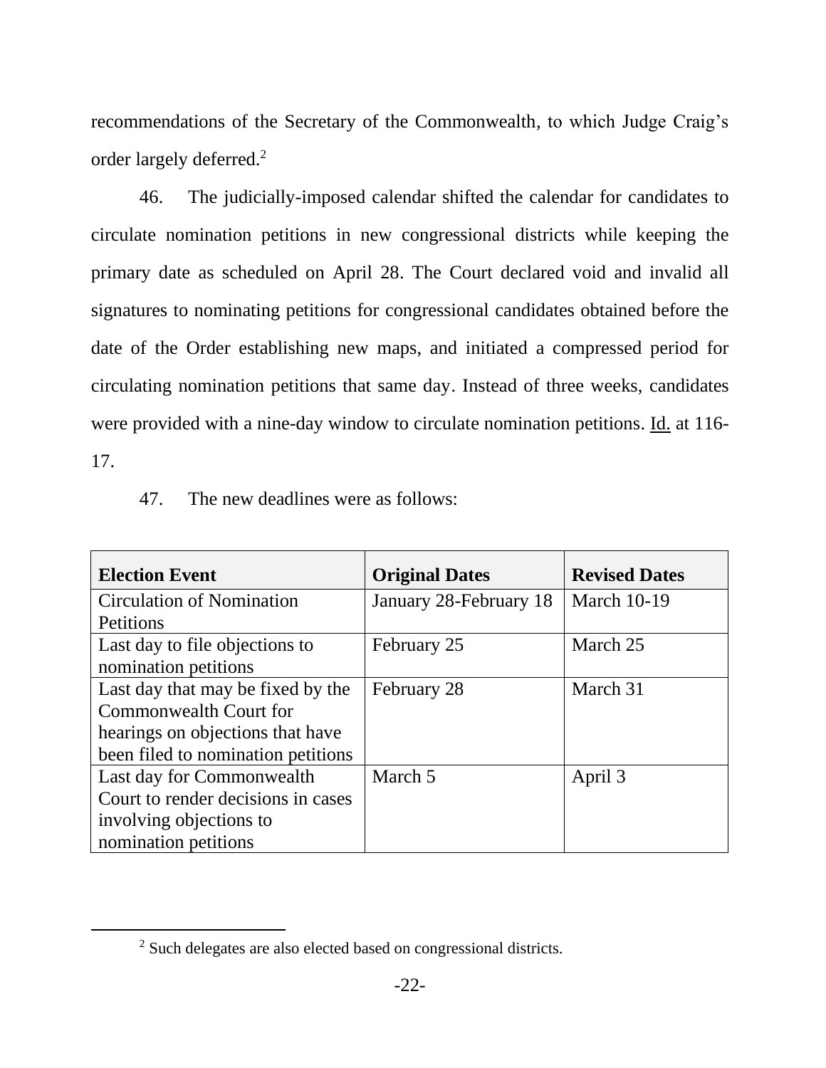recommendations of the Secretary of the Commonwealth, to which Judge Craig's order largely deferred.[2]

46. The judicially-imposed calendar shifted the calendar for candidates to circulate nomination petitions in new congressional districts while keeping the primary date as scheduled on April 28. The Court declared void and invalid all signatures to nominating petitions for congressional candidates obtained before the date of the Order establishing new maps, and initiated a compressed period for circulating nomination petitions that same day. Instead of three weeks, candidates were provided with a nine-day window to circulate nomination petitions. Id. at 116-17.

47. The new deadlines were as follows:

| **Election Event** | **Original Dates** | **Revised Dates** |
|---|---|---|
| Circulation of Nomination Petitions | January 28-February 18 | March 10-19 |
| Last day to file objections to nomination petitions | February 25 | March 25 |
| Last day that may be fixed by the Commonwealth Court for hearings on objections that have been filed to nomination petitions | February 28 | March 31 |
| Last day for Commonwealth Court to render decisions in cases involving objections to nomination petitions | March 5 | April 3 |

[2] Such delegates are also elected based on congressional districts.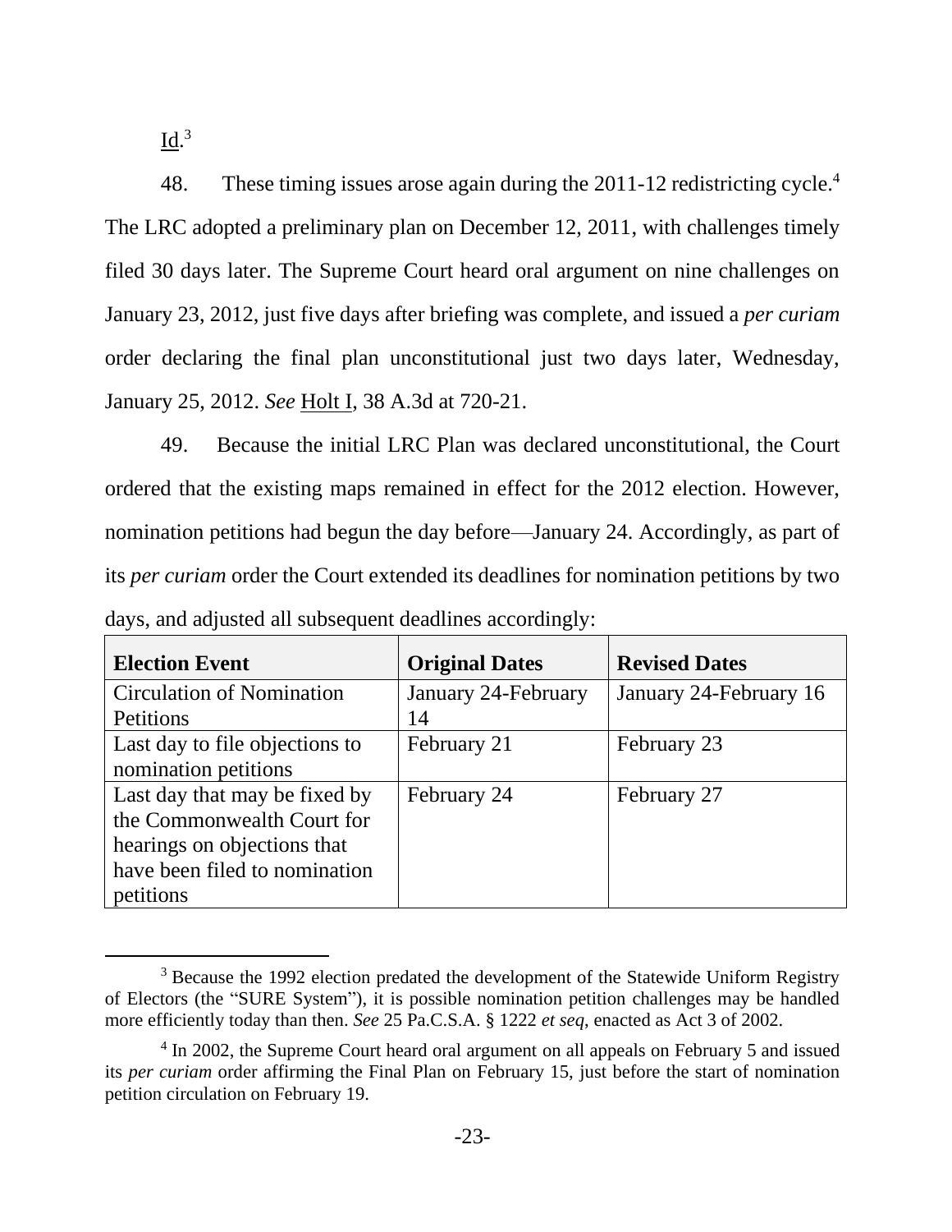Id.[3]

48. These timing issues arose again during the 2011-12 redistricting cycle.[4] The LRC adopted a preliminary plan on December 12, 2011, with challenges timely filed 30 days later. The Supreme Court heard oral argument on nine challenges on January 23, 2012, just five days after briefing was complete, and issued a *per curiam* order declaring the final plan unconstitutional just two days later, Wednesday, January 25, 2012. *See* Holt I, 38 A.3d at 720-21.

49. Because the initial LRC Plan was declared unconstitutional, the Court ordered that the existing maps remained in effect for the 2012 election. However, nomination petitions had begun the day before—January 24. Accordingly, as part of its *per curiam* order the Court extended its deadlines for nomination petitions by two days, and adjusted all subsequent deadlines accordingly:

| **Election Event** | **Original Dates** | **Revised Dates** |
|---|---|---|
| Circulation of Nomination Petitions | January 24-February 14 | January 24-February 16 |
| Last day to file objections to nomination petitions | February 21 | February 23 |
| Last day that may be fixed by the Commonwealth Court for hearings on objections that have been filed to nomination petitions | February 24 | February 27 |

[3] Because the 1992 election predated the development of the Statewide Uniform Registry of Electors (the "SURE System"), it is possible nomination petition challenges may be handled more efficiently today than then. *See* 25 Pa.C.S.A. § 1222 *et seq*, enacted as Act 3 of 2002.

[4] In 2002, the Supreme Court heard oral argument on all appeals on February 5 and issued its *per curiam* order affirming the Final Plan on February 15, just before the start of nomination petition circulation on February 19.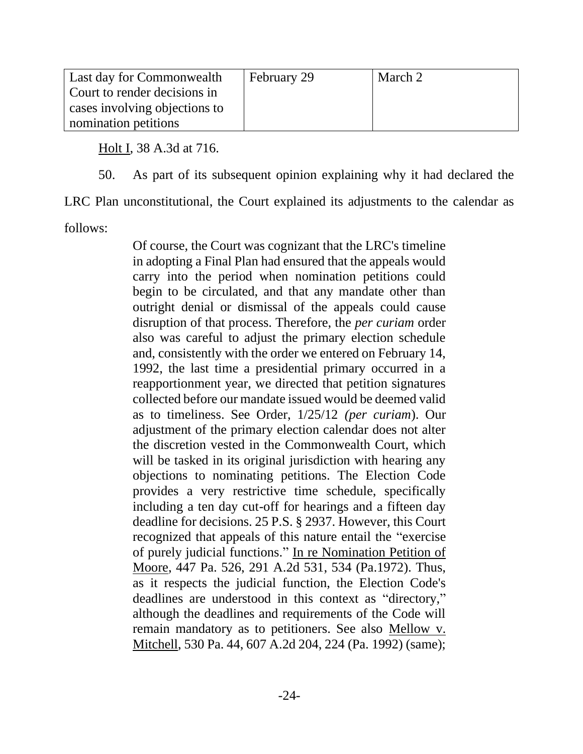| Last day for Commonwealth Court to render decisions in cases involving objections to nomination petitions | February 29 | March 2 |
|---|---|---|

Holt I, 38 A.3d at 716.

50. As part of its subsequent opinion explaining why it had declared the LRC Plan unconstitutional, the Court explained its adjustments to the calendar as follows:

> Of course, the Court was cognizant that the LRC's timeline in adopting a Final Plan had ensured that the appeals would carry into the period when nomination petitions could begin to be circulated, and that any mandate other than outright denial or dismissal of the appeals could cause disruption of that process. Therefore, the *per curiam* order also was careful to adjust the primary election schedule and, consistently with the order we entered on February 14, 1992, the last time a presidential primary occurred in a reapportionment year, we directed that petition signatures collected before our mandate issued would be deemed valid as to timeliness. See Order, 1/25/12 *(per curiam*). Our adjustment of the primary election calendar does not alter the discretion vested in the Commonwealth Court, which will be tasked in its original jurisdiction with hearing any objections to nominating petitions. The Election Code provides a very restrictive time schedule, specifically including a ten day cut-off for hearings and a fifteen day deadline for decisions. 25 P.S. § 2937. However, this Court recognized that appeals of this nature entail the "exercise of purely judicial functions." In re Nomination Petition of Moore, 447 Pa. 526, 291 A.2d 531, 534 (Pa.1972). Thus, as it respects the judicial function, the Election Code's deadlines are understood in this context as "directory," although the deadlines and requirements of the Code will remain mandatory as to petitioners. See also Mellow v. Mitchell, 530 Pa. 44, 607 A.2d 204, 224 (Pa. 1992) (same);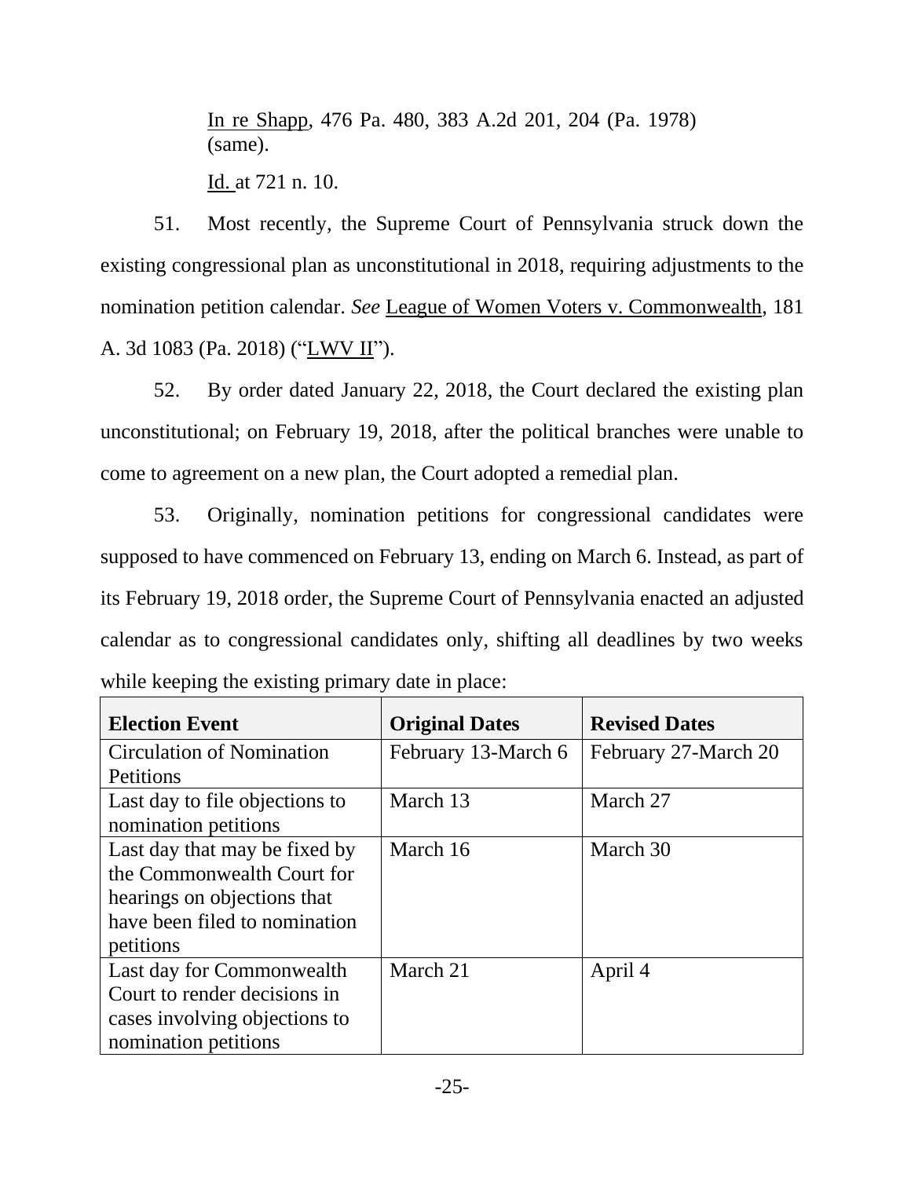In re Shapp, 476 Pa. 480, 383 A.2d 201, 204 (Pa. 1978) (same).

Id. at 721 n. 10.

51. Most recently, the Supreme Court of Pennsylvania struck down the existing congressional plan as unconstitutional in 2018, requiring adjustments to the nomination petition calendar. *See* League of Women Voters v. Commonwealth, 181 A. 3d 1083 (Pa. 2018) ("LWV II").

52. By order dated January 22, 2018, the Court declared the existing plan unconstitutional; on February 19, 2018, after the political branches were unable to come to agreement on a new plan, the Court adopted a remedial plan.

53. Originally, nomination petitions for congressional candidates were supposed to have commenced on February 13, ending on March 6. Instead, as part of its February 19, 2018 order, the Supreme Court of Pennsylvania enacted an adjusted calendar as to congressional candidates only, shifting all deadlines by two weeks while keeping the existing primary date in place:

| Election Event | Original Dates | Revised Dates |
|---|---|---|
| Circulation of Nomination Petitions | February 13-March 6 | February 27-March 20 |
| Last day to file objections to nomination petitions | March 13 | March 27 |
| Last day that may be fixed by the Commonwealth Court for hearings on objections that have been filed to nomination petitions | March 16 | March 30 |
| Last day for Commonwealth Court to render decisions in cases involving objections to nomination petitions | March 21 | April 4 |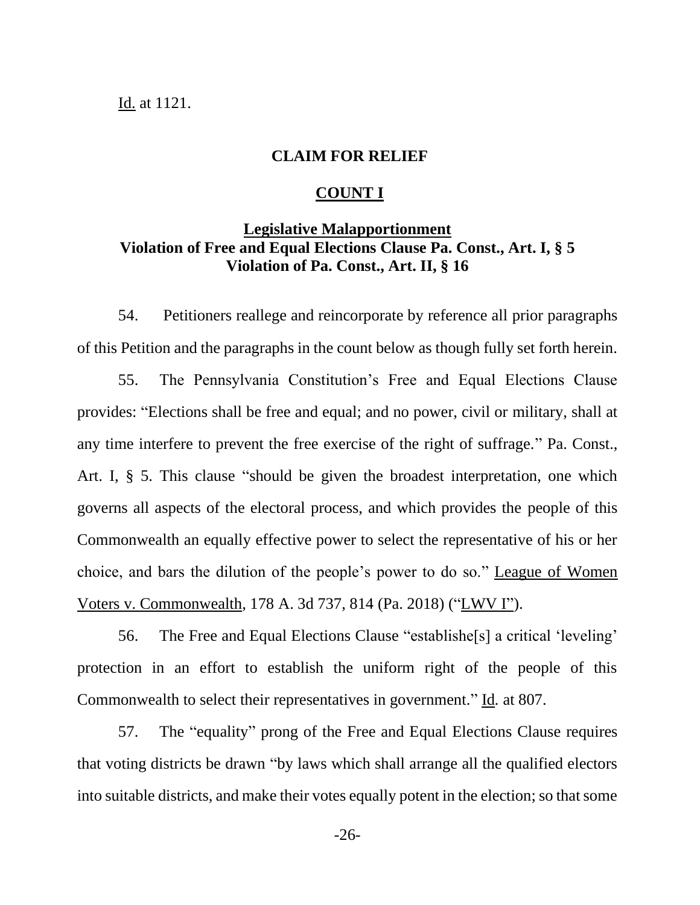Id. at 1121.

## CLAIM FOR RELIEF

## COUNT I

### Legislative Malapportionment
### Violation of Free and Equal Elections Clause Pa. Const., Art. I, § 5
### Violation of Pa. Const., Art. II, § 16

54. Petitioners reallege and reincorporate by reference all prior paragraphs of this Petition and the paragraphs in the count below as though fully set forth herein.

55. The Pennsylvania Constitution's Free and Equal Elections Clause provides: "Elections shall be free and equal; and no power, civil or military, shall at any time interfere to prevent the free exercise of the right of suffrage." Pa. Const., Art. I, § 5. This clause "should be given the broadest interpretation, one which governs all aspects of the electoral process, and which provides the people of this Commonwealth an equally effective power to select the representative of his or her choice, and bars the dilution of the people's power to do so." League of Women Voters v. Commonwealth, 178 A. 3d 737, 814 (Pa. 2018) ("LWV I").

56. The Free and Equal Elections Clause "establishe[s] a critical 'leveling' protection in an effort to establish the uniform right of the people of this Commonwealth to select their representatives in government." Id. at 807.

57. The "equality" prong of the Free and Equal Elections Clause requires that voting districts be drawn "by laws which shall arrange all the qualified electors into suitable districts, and make their votes equally potent in the election; so that some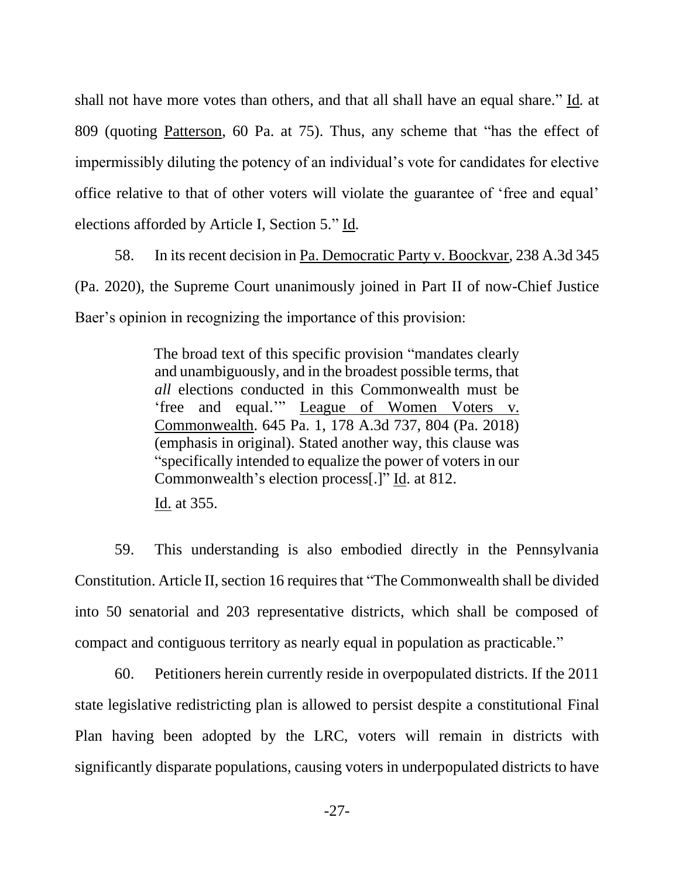shall not have more votes than others, and that all shall have an equal share." Id. at 809 (quoting Patterson, 60 Pa. at 75). Thus, any scheme that "has the effect of impermissibly diluting the potency of an individual's vote for candidates for elective office relative to that of other voters will violate the guarantee of 'free and equal' elections afforded by Article I, Section 5." Id.

58. In its recent decision in Pa. Democratic Party v. Boockvar, 238 A.3d 345 (Pa. 2020), the Supreme Court unanimously joined in Part II of now-Chief Justice Baer's opinion in recognizing the importance of this provision:

> The broad text of this specific provision "mandates clearly and unambiguously, and in the broadest possible terms, that *all* elections conducted in this Commonwealth must be 'free and equal.'" League of Women Voters v. Commonwealth. 645 Pa. 1, 178 A.3d 737, 804 (Pa. 2018) (emphasis in original). Stated another way, this clause was "specifically intended to equalize the power of voters in our Commonwealth's election process[.]" Id. at 812.
>
> Id. at 355.

59. This understanding is also embodied directly in the Pennsylvania Constitution. Article II, section 16 requires that "The Commonwealth shall be divided into 50 senatorial and 203 representative districts, which shall be composed of compact and contiguous territory as nearly equal in population as practicable."

60. Petitioners herein currently reside in overpopulated districts. If the 2011 state legislative redistricting plan is allowed to persist despite a constitutional Final Plan having been adopted by the LRC, voters will remain in districts with significantly disparate populations, causing voters in underpopulated districts to have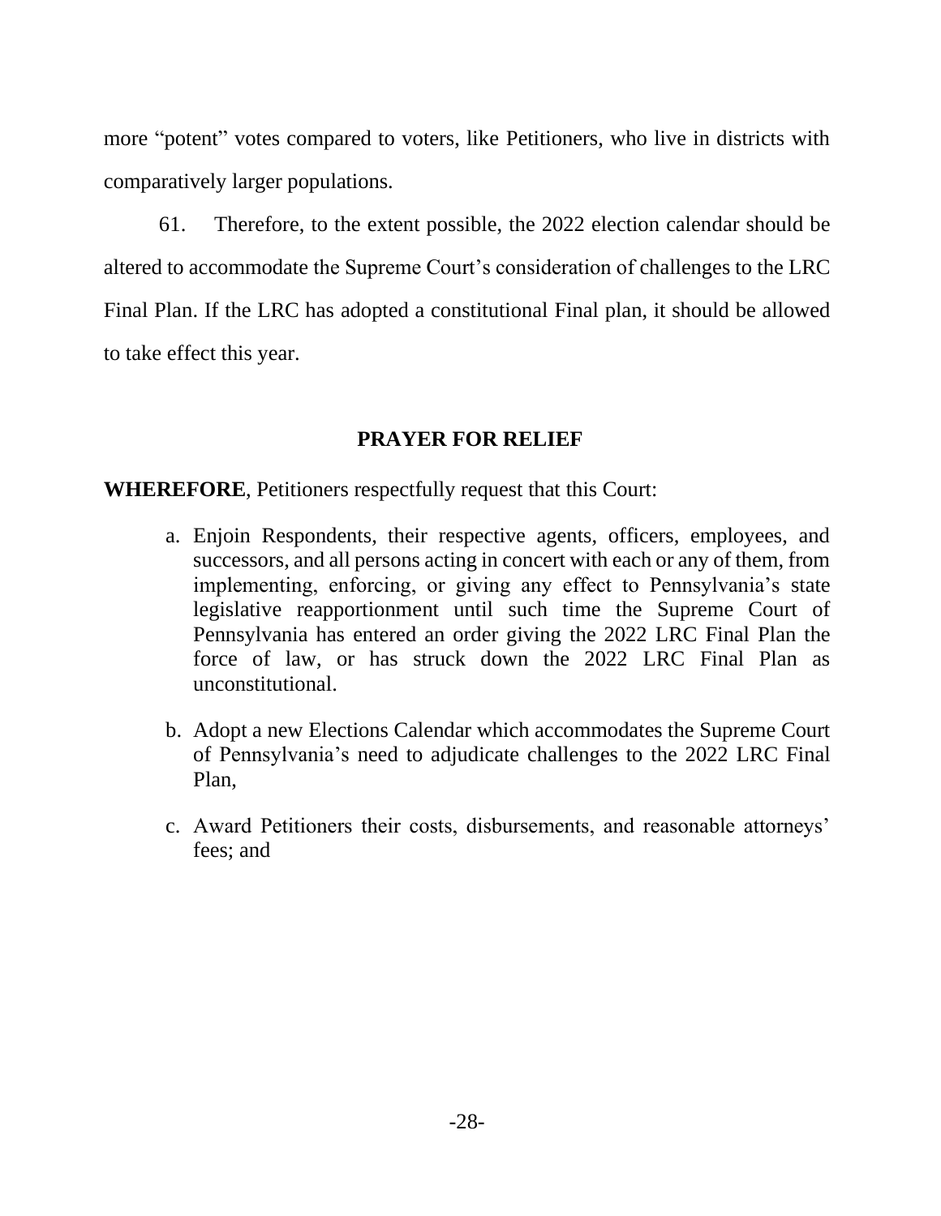more "potent" votes compared to voters, like Petitioners, who live in districts with comparatively larger populations.

61. Therefore, to the extent possible, the 2022 election calendar should be altered to accommodate the Supreme Court's consideration of challenges to the LRC Final Plan. If the LRC has adopted a constitutional Final plan, it should be allowed to take effect this year.

## PRAYER FOR RELIEF

**WHEREFORE**, Petitioners respectfully request that this Court:

a. Enjoin Respondents, their respective agents, officers, employees, and successors, and all persons acting in concert with each or any of them, from implementing, enforcing, or giving any effect to Pennsylvania's state legislative reapportionment until such time the Supreme Court of Pennsylvania has entered an order giving the 2022 LRC Final Plan the force of law, or has struck down the 2022 LRC Final Plan as unconstitutional.

b. Adopt a new Elections Calendar which accommodates the Supreme Court of Pennsylvania's need to adjudicate challenges to the 2022 LRC Final Plan,

c. Award Petitioners their costs, disbursements, and reasonable attorneys' fees; and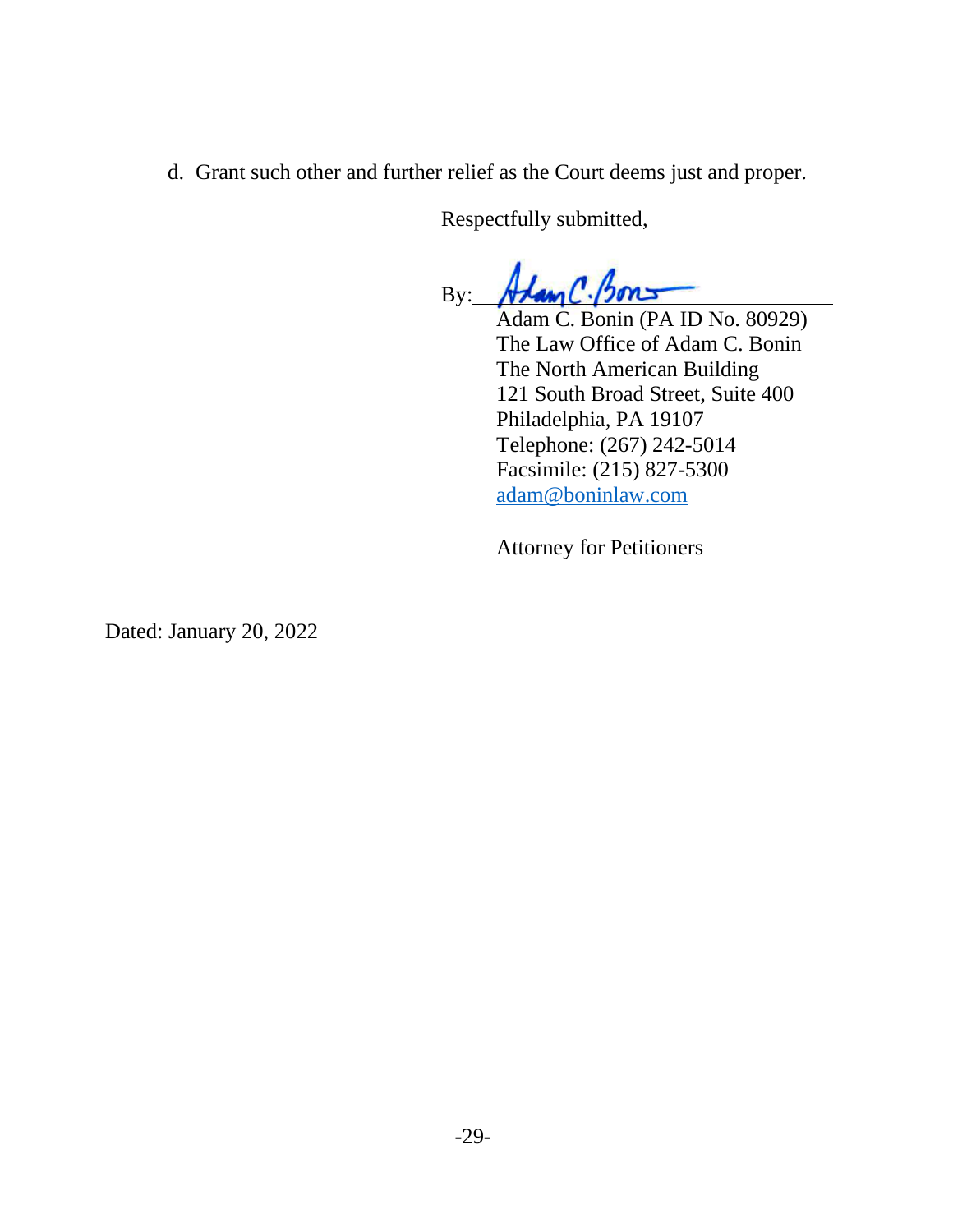d. Grant such other and further relief as the Court deems just and proper.

Respectfully submitted,

By: *Adam C. Bonin*

Adam C. Bonin (PA ID No. 80929)
The Law Office of Adam C. Bonin
The North American Building
121 South Broad Street, Suite 400
Philadelphia, PA 19107
Telephone: (267) 242-5014
Facsimile: (215) 827-5300
adam@boninlaw.com

Attorney for Petitioners

Dated: January 20, 2022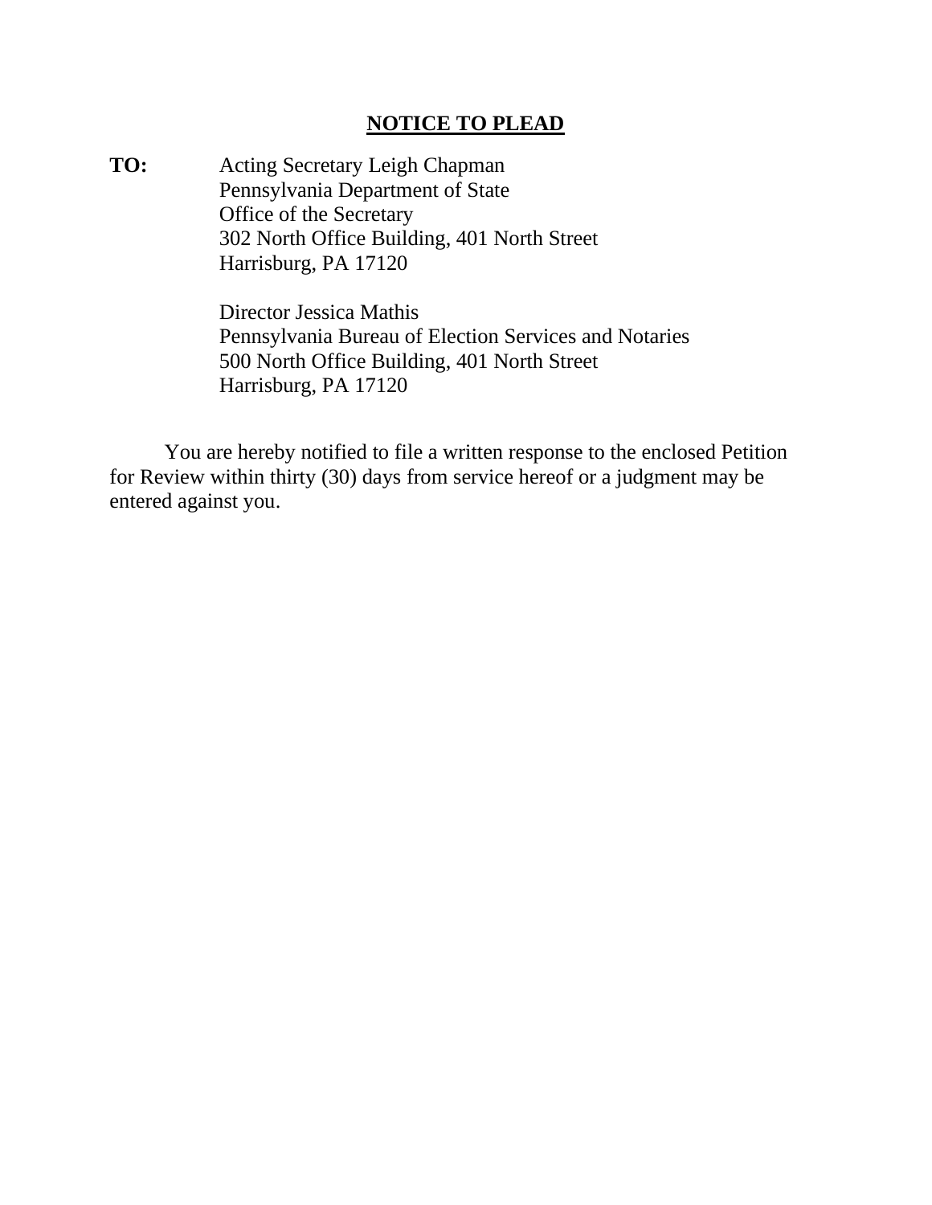## NOTICE TO PLEAD

**TO:** Acting Secretary Leigh Chapman
Pennsylvania Department of State
Office of the Secretary
302 North Office Building, 401 North Street
Harrisburg, PA 17120

Director Jessica Mathis
Pennsylvania Bureau of Election Services and Notaries
500 North Office Building, 401 North Street
Harrisburg, PA 17120

You are hereby notified to file a written response to the enclosed Petition for Review within thirty (30) days from service hereof or a judgment may be entered against you.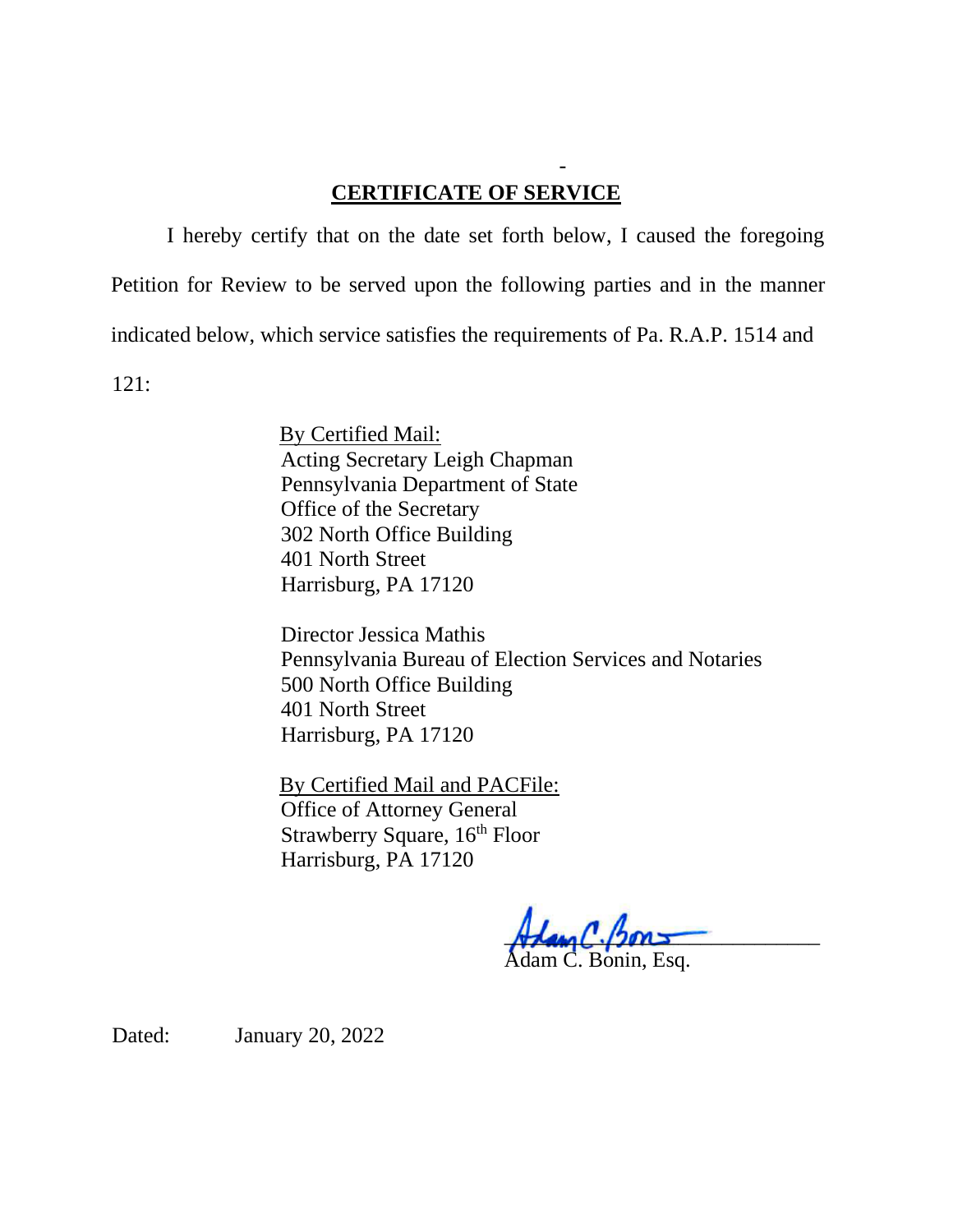-

## CERTIFICATE OF SERVICE

I hereby certify that on the date set forth below, I caused the foregoing Petition for Review to be served upon the following parties and in the manner indicated below, which service satisfies the requirements of Pa. R.A.P. 1514 and 121:

By Certified Mail:
Acting Secretary Leigh Chapman
Pennsylvania Department of State
Office of the Secretary
302 North Office Building
401 North Street
Harrisburg, PA 17120

Director Jessica Mathis
Pennsylvania Bureau of Election Services and Notaries
500 North Office Building
401 North Street
Harrisburg, PA 17120

By Certified Mail and PACFile:
Office of Attorney General
Strawberry Square, 16th Floor
Harrisburg, PA 17120

Adam C. Bonin, Esq.

Dated: January 20, 2022